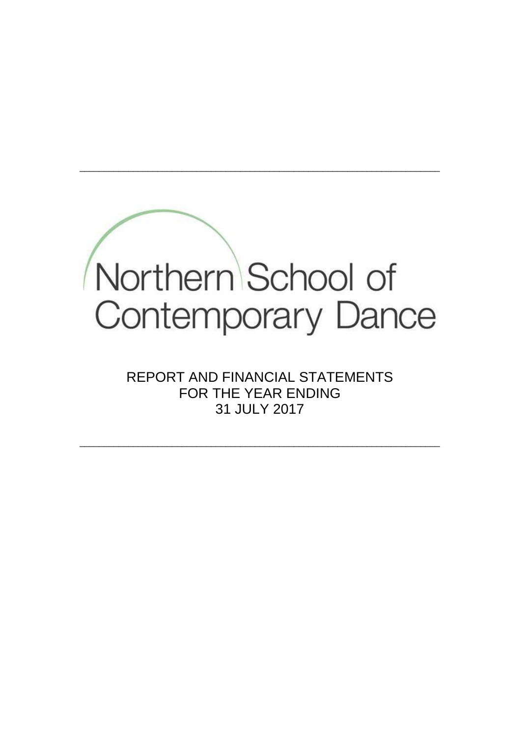# Northern School of Contemporary Dance

REPORT AND FINANCIAL STATEMENTS
FOR THE YEAR ENDING
31 JULY 2017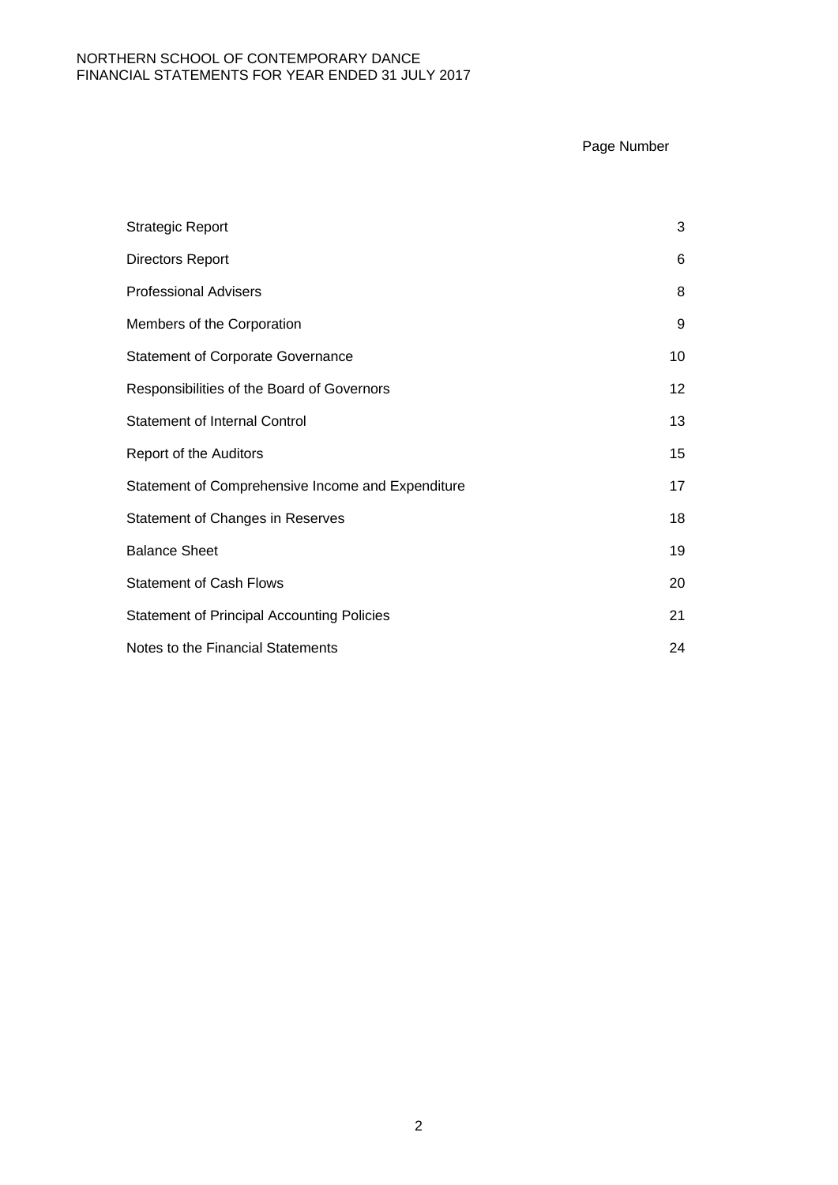| | Page Number |
|---|---|
| Strategic Report | 3 |
| Directors Report | 6 |
| Professional Advisers | 8 |
| Members of the Corporation | 9 |
| Statement of Corporate Governance | 10 |
| Responsibilities of the Board of Governors | 12 |
| Statement of Internal Control | 13 |
| Report of the Auditors | 15 |
| Statement of Comprehensive Income and Expenditure | 17 |
| Statement of Changes in Reserves | 18 |
| Balance Sheet | 19 |
| Statement of Cash Flows | 20 |
| Statement of Principal Accounting Policies | 21 |
| Notes to the Financial Statements | 24 |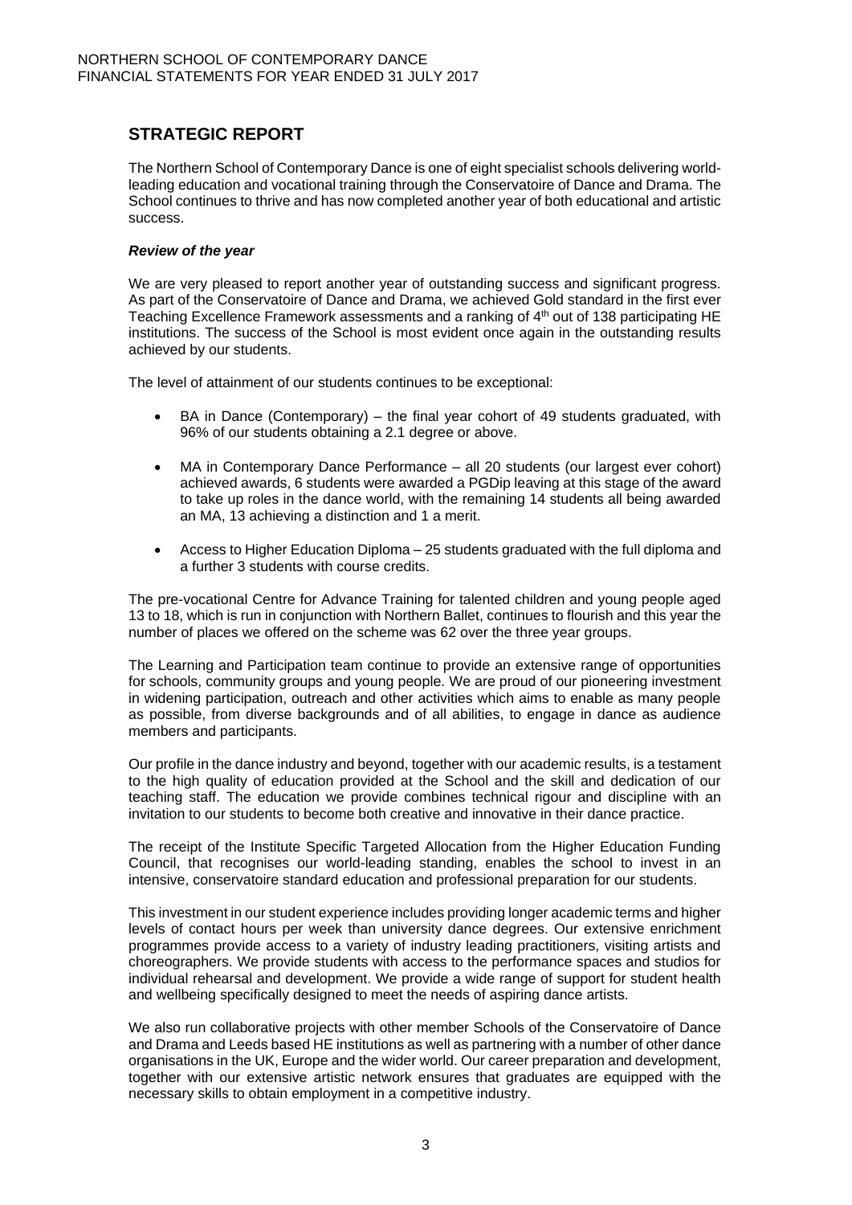## STRATEGIC REPORT

The Northern School of Contemporary Dance is one of eight specialist schools delivering world-leading education and vocational training through the Conservatoire of Dance and Drama. The School continues to thrive and has now completed another year of both educational and artistic success.

### *Review of the year*

We are very pleased to report another year of outstanding success and significant progress. As part of the Conservatoire of Dance and Drama, we achieved Gold standard in the first ever Teaching Excellence Framework assessments and a ranking of 4th out of 138 participating HE institutions. The success of the School is most evident once again in the outstanding results achieved by our students.

The level of attainment of our students continues to be exceptional:

- BA in Dance (Contemporary) – the final year cohort of 49 students graduated, with 96% of our students obtaining a 2.1 degree or above.
- MA in Contemporary Dance Performance – all 20 students (our largest ever cohort) achieved awards, 6 students were awarded a PGDip leaving at this stage of the award to take up roles in the dance world, with the remaining 14 students all being awarded an MA, 13 achieving a distinction and 1 a merit.
- Access to Higher Education Diploma – 25 students graduated with the full diploma and a further 3 students with course credits.

The pre-vocational Centre for Advance Training for talented children and young people aged 13 to 18, which is run in conjunction with Northern Ballet, continues to flourish and this year the number of places we offered on the scheme was 62 over the three year groups.

The Learning and Participation team continue to provide an extensive range of opportunities for schools, community groups and young people. We are proud of our pioneering investment in widening participation, outreach and other activities which aims to enable as many people as possible, from diverse backgrounds and of all abilities, to engage in dance as audience members and participants.

Our profile in the dance industry and beyond, together with our academic results, is a testament to the high quality of education provided at the School and the skill and dedication of our teaching staff. The education we provide combines technical rigour and discipline with an invitation to our students to become both creative and innovative in their dance practice.

The receipt of the Institute Specific Targeted Allocation from the Higher Education Funding Council, that recognises our world-leading standing, enables the school to invest in an intensive, conservatoire standard education and professional preparation for our students.

This investment in our student experience includes providing longer academic terms and higher levels of contact hours per week than university dance degrees. Our extensive enrichment programmes provide access to a variety of industry leading practitioners, visiting artists and choreographers. We provide students with access to the performance spaces and studios for individual rehearsal and development. We provide a wide range of support for student health and wellbeing specifically designed to meet the needs of aspiring dance artists.

We also run collaborative projects with other member Schools of the Conservatoire of Dance and Drama and Leeds based HE institutions as well as partnering with a number of other dance organisations in the UK, Europe and the wider world. Our career preparation and development, together with our extensive artistic network ensures that graduates are equipped with the necessary skills to obtain employment in a competitive industry.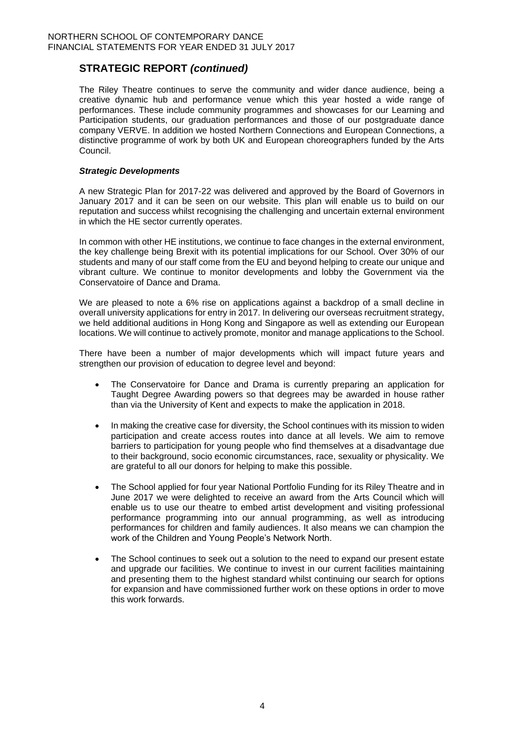## STRATEGIC REPORT *(continued)*

The Riley Theatre continues to serve the community and wider dance audience, being a creative dynamic hub and performance venue which this year hosted a wide range of performances. These include community programmes and showcases for our Learning and Participation students, our graduation performances and those of our postgraduate dance company VERVE. In addition we hosted Northern Connections and European Connections, a distinctive programme of work by both UK and European choreographers funded by the Arts Council.

### *Strategic Developments*

A new Strategic Plan for 2017-22 was delivered and approved by the Board of Governors in January 2017 and it can be seen on our website. This plan will enable us to build on our reputation and success whilst recognising the challenging and uncertain external environment in which the HE sector currently operates.

In common with other HE institutions, we continue to face changes in the external environment, the key challenge being Brexit with its potential implications for our School. Over 30% of our students and many of our staff come from the EU and beyond helping to create our unique and vibrant culture. We continue to monitor developments and lobby the Government via the Conservatoire of Dance and Drama.

We are pleased to note a 6% rise on applications against a backdrop of a small decline in overall university applications for entry in 2017. In delivering our overseas recruitment strategy, we held additional auditions in Hong Kong and Singapore as well as extending our European locations. We will continue to actively promote, monitor and manage applications to the School.

There have been a number of major developments which will impact future years and strengthen our provision of education to degree level and beyond:

- The Conservatoire for Dance and Drama is currently preparing an application for Taught Degree Awarding powers so that degrees may be awarded in house rather than via the University of Kent and expects to make the application in 2018.
- In making the creative case for diversity, the School continues with its mission to widen participation and create access routes into dance at all levels. We aim to remove barriers to participation for young people who find themselves at a disadvantage due to their background, socio economic circumstances, race, sexuality or physicality. We are grateful to all our donors for helping to make this possible.
- The School applied for four year National Portfolio Funding for its Riley Theatre and in June 2017 we were delighted to receive an award from the Arts Council which will enable us to use our theatre to embed artist development and visiting professional performance programming into our annual programming, as well as introducing performances for children and family audiences. It also means we can champion the work of the Children and Young People's Network North.
- The School continues to seek out a solution to the need to expand our present estate and upgrade our facilities. We continue to invest in our current facilities maintaining and presenting them to the highest standard whilst continuing our search for options for expansion and have commissioned further work on these options in order to move this work forwards.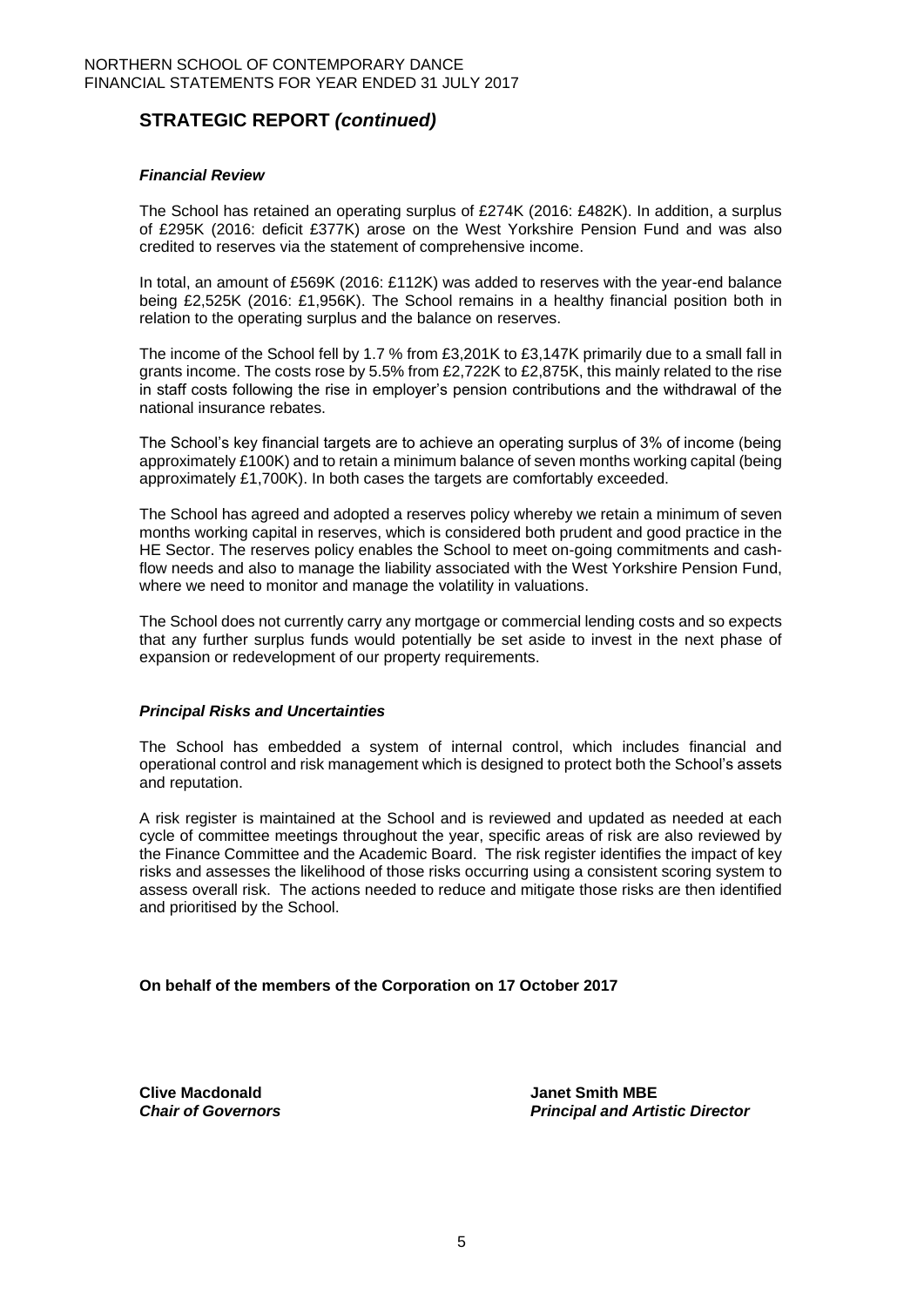## STRATEGIC REPORT *(continued)*

### *Financial Review*

The School has retained an operating surplus of £274K (2016: £482K). In addition, a surplus of £295K (2016: deficit £377K) arose on the West Yorkshire Pension Fund and was also credited to reserves via the statement of comprehensive income.

In total, an amount of £569K (2016: £112K) was added to reserves with the year-end balance being £2,525K (2016: £1,956K). The School remains in a healthy financial position both in relation to the operating surplus and the balance on reserves.

The income of the School fell by 1.7 % from £3,201K to £3,147K primarily due to a small fall in grants income. The costs rose by 5.5% from £2,722K to £2,875K, this mainly related to the rise in staff costs following the rise in employer's pension contributions and the withdrawal of the national insurance rebates.

The School's key financial targets are to achieve an operating surplus of 3% of income (being approximately £100K) and to retain a minimum balance of seven months working capital (being approximately £1,700K). In both cases the targets are comfortably exceeded.

The School has agreed and adopted a reserves policy whereby we retain a minimum of seven months working capital in reserves, which is considered both prudent and good practice in the HE Sector. The reserves policy enables the School to meet on-going commitments and cash-flow needs and also to manage the liability associated with the West Yorkshire Pension Fund, where we need to monitor and manage the volatility in valuations.

The School does not currently carry any mortgage or commercial lending costs and so expects that any further surplus funds would potentially be set aside to invest in the next phase of expansion or redevelopment of our property requirements.

### *Principal Risks and Uncertainties*

The School has embedded a system of internal control, which includes financial and operational control and risk management which is designed to protect both the School's assets and reputation.

A risk register is maintained at the School and is reviewed and updated as needed at each cycle of committee meetings throughout the year, specific areas of risk are also reviewed by the Finance Committee and the Academic Board. The risk register identifies the impact of key risks and assesses the likelihood of those risks occurring using a consistent scoring system to assess overall risk. The actions needed to reduce and mitigate those risks are then identified and prioritised by the School.

**On behalf of the members of the Corporation on 17 October 2017**

**Clive Macdonald**
***Chair of Governors***

**Janet Smith MBE**
***Principal and Artistic Director***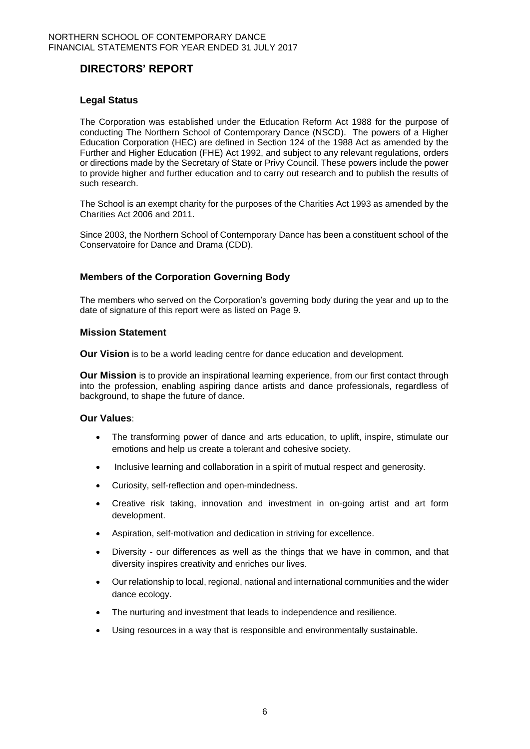# DIRECTORS' REPORT

## Legal Status

The Corporation was established under the Education Reform Act 1988 for the purpose of conducting The Northern School of Contemporary Dance (NSCD). The powers of a Higher Education Corporation (HEC) are defined in Section 124 of the 1988 Act as amended by the Further and Higher Education (FHE) Act 1992, and subject to any relevant regulations, orders or directions made by the Secretary of State or Privy Council. These powers include the power to provide higher and further education and to carry out research and to publish the results of such research.

The School is an exempt charity for the purposes of the Charities Act 1993 as amended by the Charities Act 2006 and 2011.

Since 2003, the Northern School of Contemporary Dance has been a constituent school of the Conservatoire for Dance and Drama (CDD).

## Members of the Corporation Governing Body

The members who served on the Corporation's governing body during the year and up to the date of signature of this report were as listed on Page 9.

## Mission Statement

**Our Vision** is to be a world leading centre for dance education and development.

**Our Mission** is to provide an inspirational learning experience, from our first contact through into the profession, enabling aspiring dance artists and dance professionals, regardless of background, to shape the future of dance.

## Our Values:

- The transforming power of dance and arts education, to uplift, inspire, stimulate our emotions and help us create a tolerant and cohesive society.
- Inclusive learning and collaboration in a spirit of mutual respect and generosity.
- Curiosity, self-reflection and open-mindedness.
- Creative risk taking, innovation and investment in on-going artist and art form development.
- Aspiration, self-motivation and dedication in striving for excellence.
- Diversity - our differences as well as the things that we have in common, and that diversity inspires creativity and enriches our lives.
- Our relationship to local, regional, national and international communities and the wider dance ecology.
- The nurturing and investment that leads to independence and resilience.
- Using resources in a way that is responsible and environmentally sustainable.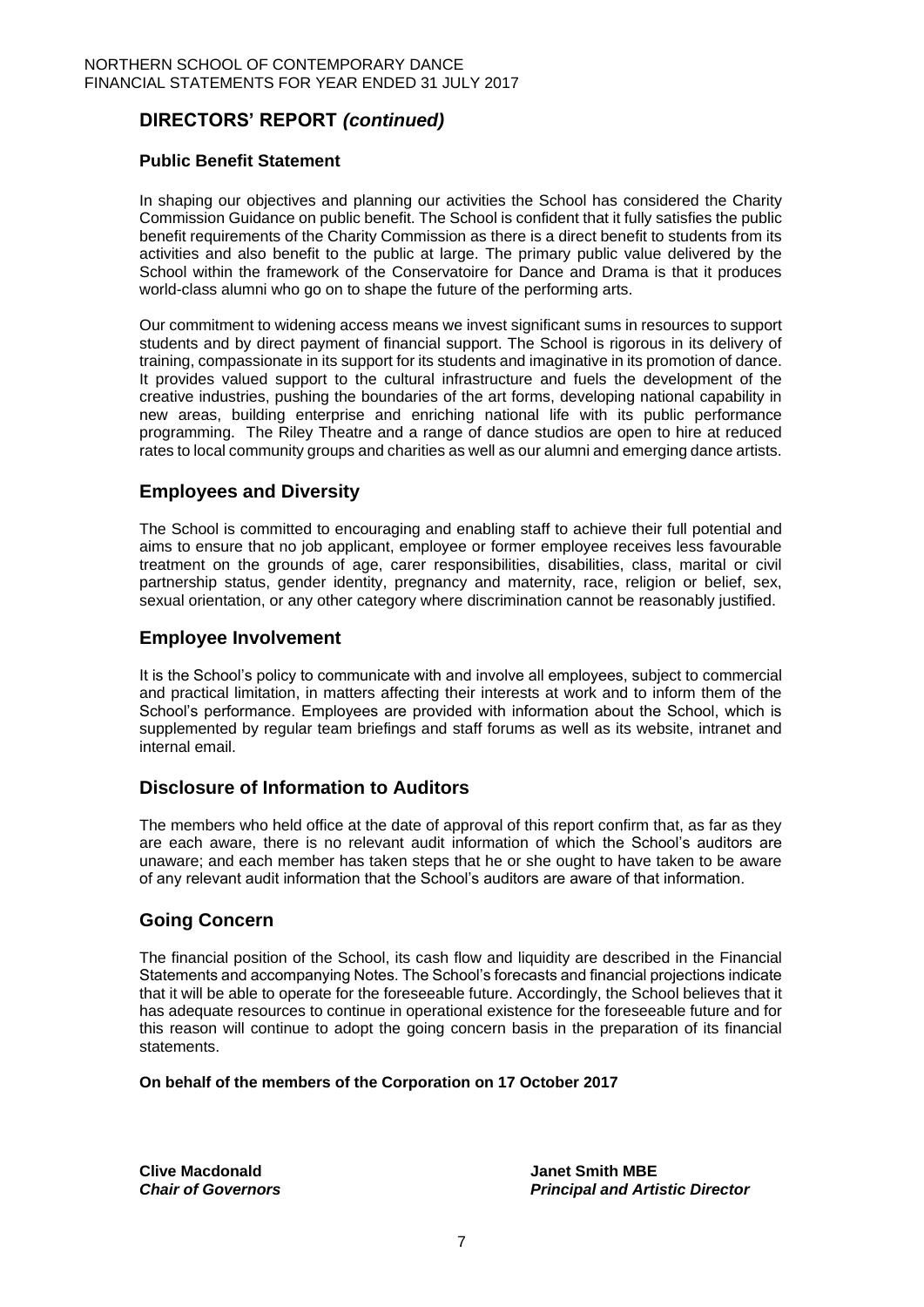## DIRECTORS' REPORT *(continued)*

### Public Benefit Statement

In shaping our objectives and planning our activities the School has considered the Charity Commission Guidance on public benefit. The School is confident that it fully satisfies the public benefit requirements of the Charity Commission as there is a direct benefit to students from its activities and also benefit to the public at large. The primary public value delivered by the School within the framework of the Conservatoire for Dance and Drama is that it produces world-class alumni who go on to shape the future of the performing arts.

Our commitment to widening access means we invest significant sums in resources to support students and by direct payment of financial support. The School is rigorous in its delivery of training, compassionate in its support for its students and imaginative in its promotion of dance. It provides valued support to the cultural infrastructure and fuels the development of the creative industries, pushing the boundaries of the art forms, developing national capability in new areas, building enterprise and enriching national life with its public performance programming. The Riley Theatre and a range of dance studios are open to hire at reduced rates to local community groups and charities as well as our alumni and emerging dance artists.

## Employees and Diversity

The School is committed to encouraging and enabling staff to achieve their full potential and aims to ensure that no job applicant, employee or former employee receives less favourable treatment on the grounds of age, carer responsibilities, disabilities, class, marital or civil partnership status, gender identity, pregnancy and maternity, race, religion or belief, sex, sexual orientation, or any other category where discrimination cannot be reasonably justified.

## Employee Involvement

It is the School's policy to communicate with and involve all employees, subject to commercial and practical limitation, in matters affecting their interests at work and to inform them of the School's performance. Employees are provided with information about the School, which is supplemented by regular team briefings and staff forums as well as its website, intranet and internal email.

## Disclosure of Information to Auditors

The members who held office at the date of approval of this report confirm that, as far as they are each aware, there is no relevant audit information of which the School's auditors are unaware; and each member has taken steps that he or she ought to have taken to be aware of any relevant audit information that the School's auditors are aware of that information.

## Going Concern

The financial position of the School, its cash flow and liquidity are described in the Financial Statements and accompanying Notes. The School's forecasts and financial projections indicate that it will be able to operate for the foreseeable future. Accordingly, the School believes that it has adequate resources to continue in operational existence for the foreseeable future and for this reason will continue to adopt the going concern basis in the preparation of its financial statements.

**On behalf of the members of the Corporation on 17 October 2017**

**Clive Macdonald**
***Chair of Governors***

**Janet Smith MBE**
***Principal and Artistic Director***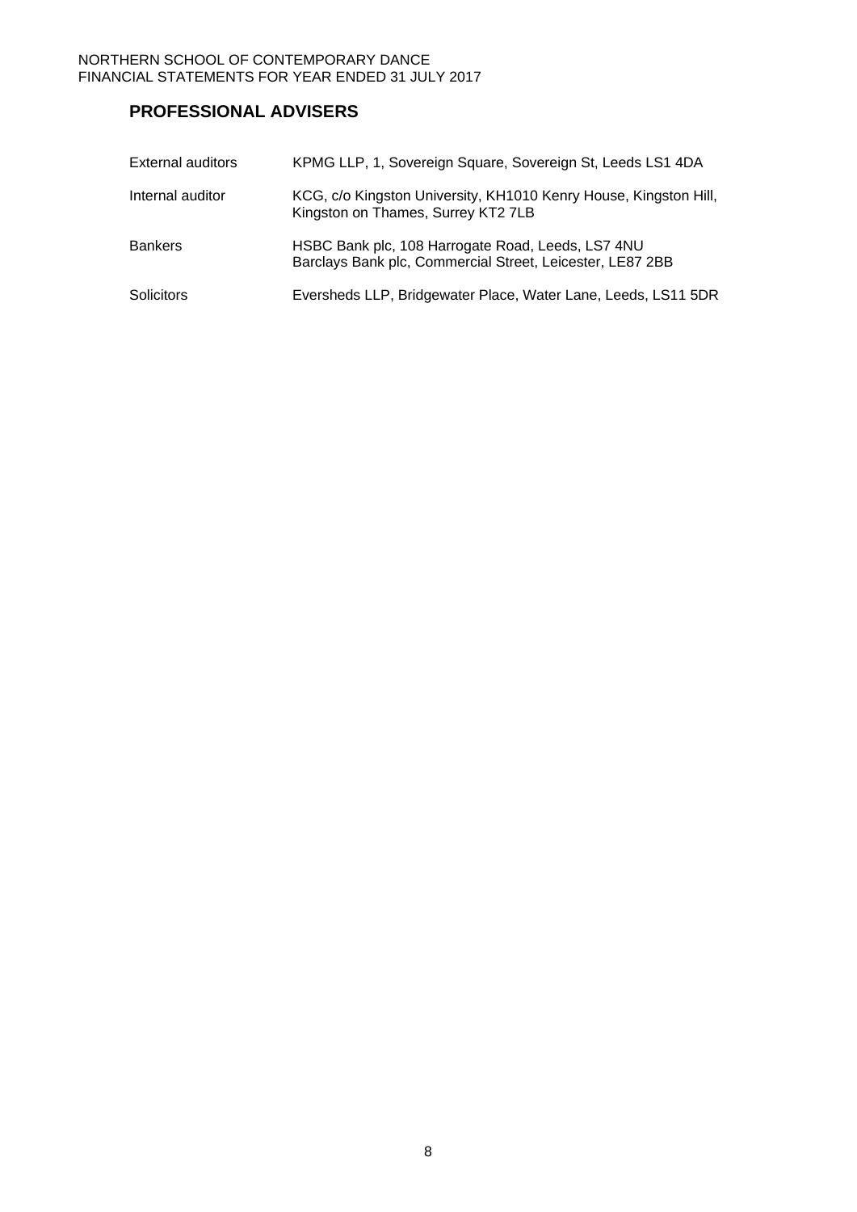## PROFESSIONAL ADVISERS

| | |
|---|---|
| External auditors | KPMG LLP, 1, Sovereign Square, Sovereign St, Leeds LS1 4DA |
| Internal auditor | KCG, c/o Kingston University, KH1010 Kenry House, Kingston Hill, Kingston on Thames, Surrey KT2 7LB |
| Bankers | HSBC Bank plc, 108 Harrogate Road, Leeds, LS7 4NU<br>Barclays Bank plc, Commercial Street, Leicester, LE87 2BB |
| Solicitors | Eversheds LLP, Bridgewater Place, Water Lane, Leeds, LS11 5DR |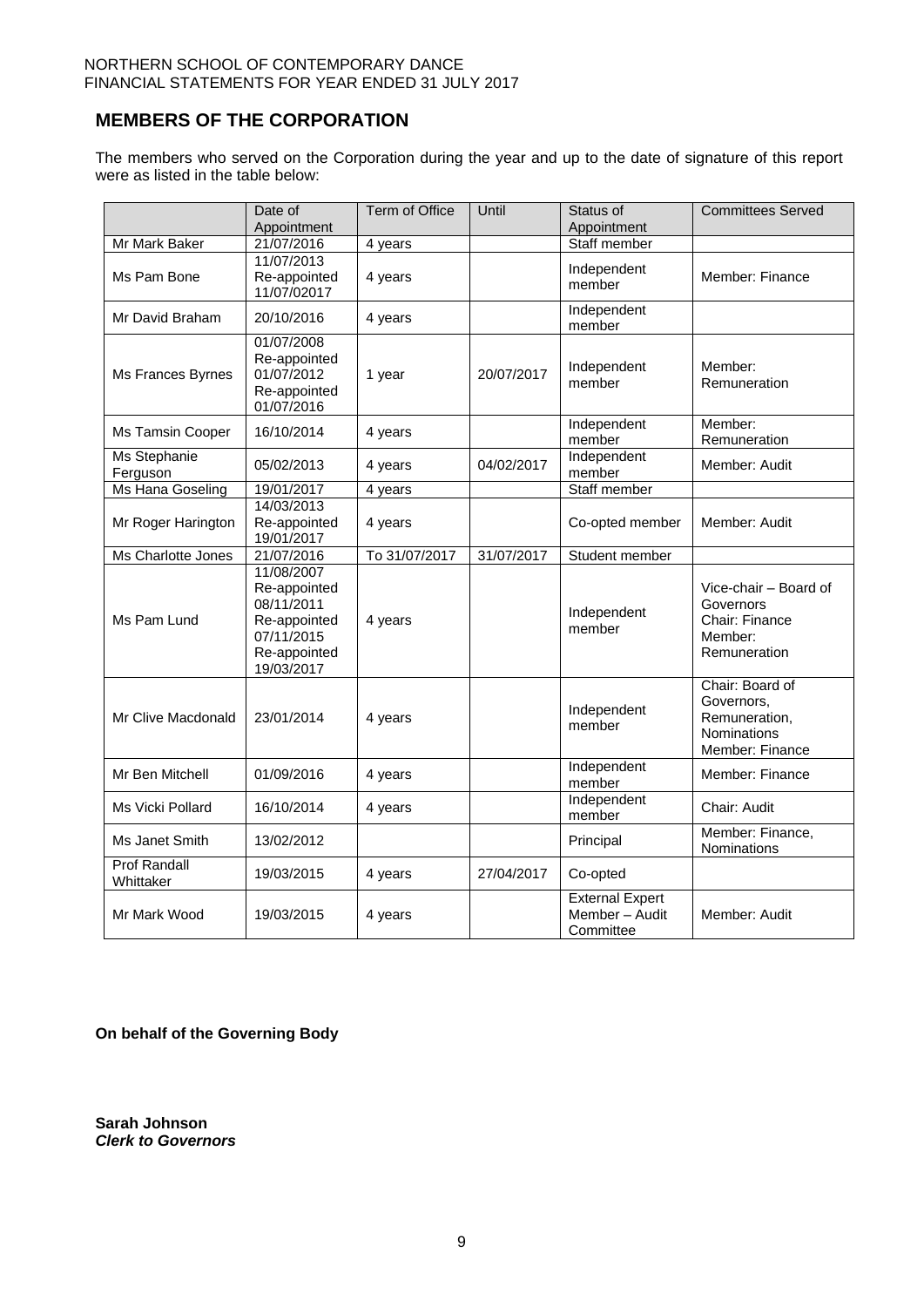# MEMBERS OF THE CORPORATION

The members who served on the Corporation during the year and up to the date of signature of this report were as listed in the table below:

| | Date of Appointment | Term of Office | Until | Status of Appointment | Committees Served |
|---|---|---|---|---|---|
| Mr Mark Baker | 21/07/2016 | 4 years | | Staff member | |
| Ms Pam Bone | 11/07/2013 Re-appointed 11/07/02017 | 4 years | | Independent member | Member: Finance |
| Mr David Braham | 20/10/2016 | 4 years | | Independent member | |
| Ms Frances Byrnes | 01/07/2008 Re-appointed 01/07/2012 Re-appointed 01/07/2016 | 1 year | 20/07/2017 | Independent member | Member: Remuneration |
| Ms Tamsin Cooper | 16/10/2014 | 4 years | | Independent member | Member: Remuneration |
| Ms Stephanie Ferguson | 05/02/2013 | 4 years | 04/02/2017 | Independent member | Member: Audit |
| Ms Hana Goseling | 19/01/2017 | 4 years | | Staff member | |
| Mr Roger Harington | 14/03/2013 Re-appointed 19/01/2017 | 4 years | | Co-opted member | Member: Audit |
| Ms Charlotte Jones | 21/07/2016 | To 31/07/2017 | 31/07/2017 | Student member | |
| Ms Pam Lund | 11/08/2007 Re-appointed 08/11/2011 Re-appointed 07/11/2015 Re-appointed 19/03/2017 | 4 years | | Independent member | Vice-chair – Board of Governors Chair: Finance Member: Remuneration |
| Mr Clive Macdonald | 23/01/2014 | 4 years | | Independent member | Chair: Board of Governors, Remuneration, Nominations Member: Finance |
| Mr Ben Mitchell | 01/09/2016 | 4 years | | Independent member | Member: Finance |
| Ms Vicki Pollard | 16/10/2014 | 4 years | | Independent member | Chair: Audit |
| Ms Janet Smith | 13/02/2012 | | | Principal | Member: Finance, Nominations |
| Prof Randall Whittaker | 19/03/2015 | 4 years | 27/04/2017 | Co-opted | |
| Mr Mark Wood | 19/03/2015 | 4 years | | External Expert Member – Audit Committee | Member: Audit |

**On behalf of the Governing Body**

**Sarah Johnson**
***Clerk to Governors***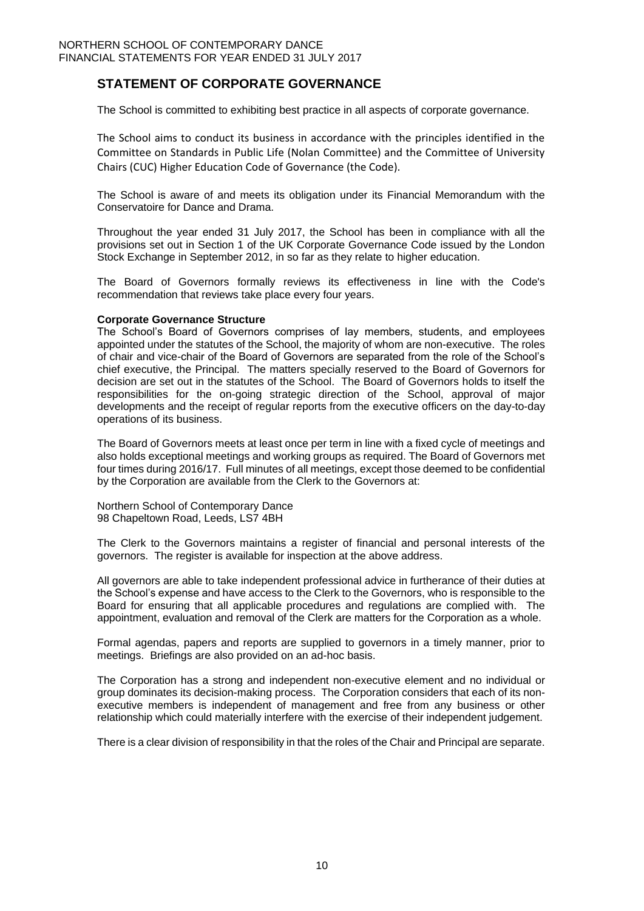## STATEMENT OF CORPORATE GOVERNANCE

The School is committed to exhibiting best practice in all aspects of corporate governance.

The School aims to conduct its business in accordance with the principles identified in the Committee on Standards in Public Life (Nolan Committee) and the Committee of University Chairs (CUC) Higher Education Code of Governance (the Code).

The School is aware of and meets its obligation under its Financial Memorandum with the Conservatoire for Dance and Drama.

Throughout the year ended 31 July 2017, the School has been in compliance with all the provisions set out in Section 1 of the UK Corporate Governance Code issued by the London Stock Exchange in September 2012, in so far as they relate to higher education.

The Board of Governors formally reviews its effectiveness in line with the Code's recommendation that reviews take place every four years.

**Corporate Governance Structure**

The School's Board of Governors comprises of lay members, students, and employees appointed under the statutes of the School, the majority of whom are non-executive. The roles of chair and vice-chair of the Board of Governors are separated from the role of the School's chief executive, the Principal. The matters specially reserved to the Board of Governors for decision are set out in the statutes of the School. The Board of Governors holds to itself the responsibilities for the on-going strategic direction of the School, approval of major developments and the receipt of regular reports from the executive officers on the day-to-day operations of its business.

The Board of Governors meets at least once per term in line with a fixed cycle of meetings and also holds exceptional meetings and working groups as required. The Board of Governors met four times during 2016/17. Full minutes of all meetings, except those deemed to be confidential by the Corporation are available from the Clerk to the Governors at:

Northern School of Contemporary Dance
98 Chapeltown Road, Leeds, LS7 4BH

The Clerk to the Governors maintains a register of financial and personal interests of the governors. The register is available for inspection at the above address.

All governors are able to take independent professional advice in furtherance of their duties at the School's expense and have access to the Clerk to the Governors, who is responsible to the Board for ensuring that all applicable procedures and regulations are complied with. The appointment, evaluation and removal of the Clerk are matters for the Corporation as a whole.

Formal agendas, papers and reports are supplied to governors in a timely manner, prior to meetings. Briefings are also provided on an ad-hoc basis.

The Corporation has a strong and independent non-executive element and no individual or group dominates its decision-making process. The Corporation considers that each of its non-executive members is independent of management and free from any business or other relationship which could materially interfere with the exercise of their independent judgement.

There is a clear division of responsibility in that the roles of the Chair and Principal are separate.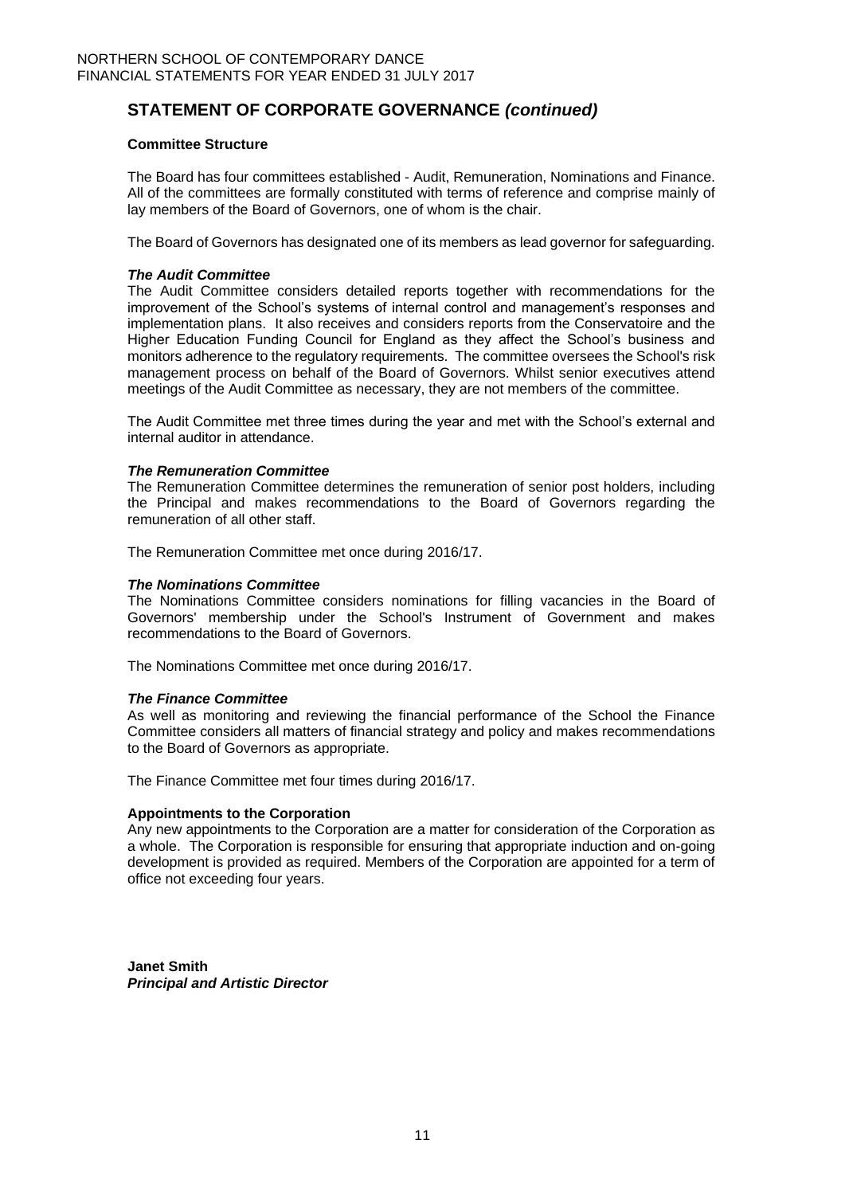## STATEMENT OF CORPORATE GOVERNANCE *(continued)*

**Committee Structure**

The Board has four committees established - Audit, Remuneration, Nominations and Finance. All of the committees are formally constituted with terms of reference and comprise mainly of lay members of the Board of Governors, one of whom is the chair.

The Board of Governors has designated one of its members as lead governor for safeguarding.

***The Audit Committee***

The Audit Committee considers detailed reports together with recommendations for the improvement of the School's systems of internal control and management's responses and implementation plans. It also receives and considers reports from the Conservatoire and the Higher Education Funding Council for England as they affect the School's business and monitors adherence to the regulatory requirements. The committee oversees the School's risk management process on behalf of the Board of Governors. Whilst senior executives attend meetings of the Audit Committee as necessary, they are not members of the committee.

The Audit Committee met three times during the year and met with the School's external and internal auditor in attendance.

***The Remuneration Committee***

The Remuneration Committee determines the remuneration of senior post holders, including the Principal and makes recommendations to the Board of Governors regarding the remuneration of all other staff.

The Remuneration Committee met once during 2016/17.

***The Nominations Committee***

The Nominations Committee considers nominations for filling vacancies in the Board of Governors' membership under the School's Instrument of Government and makes recommendations to the Board of Governors.

The Nominations Committee met once during 2016/17.

***The Finance Committee***

As well as monitoring and reviewing the financial performance of the School the Finance Committee considers all matters of financial strategy and policy and makes recommendations to the Board of Governors as appropriate.

The Finance Committee met four times during 2016/17.

**Appointments to the Corporation**

Any new appointments to the Corporation are a matter for consideration of the Corporation as a whole. The Corporation is responsible for ensuring that appropriate induction and on-going development is provided as required. Members of the Corporation are appointed for a term of office not exceeding four years.

**Janet Smith**
***Principal and Artistic Director***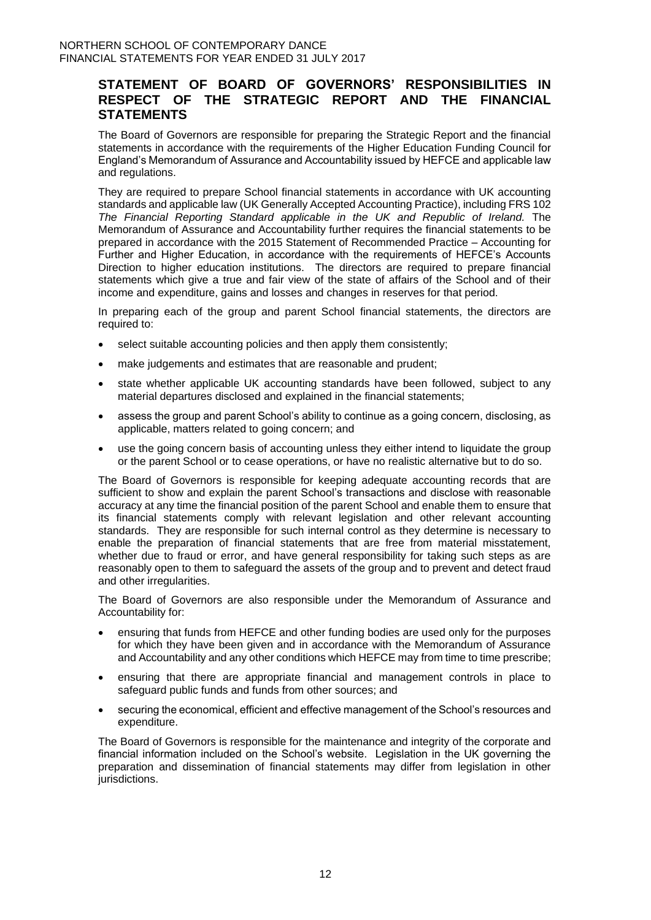## STATEMENT OF BOARD OF GOVERNORS' RESPONSIBILITIES IN RESPECT OF THE STRATEGIC REPORT AND THE FINANCIAL STATEMENTS

The Board of Governors are responsible for preparing the Strategic Report and the financial statements in accordance with the requirements of the Higher Education Funding Council for England's Memorandum of Assurance and Accountability issued by HEFCE and applicable law and regulations.

They are required to prepare School financial statements in accordance with UK accounting standards and applicable law (UK Generally Accepted Accounting Practice), including FRS 102 *The Financial Reporting Standard applicable in the UK and Republic of Ireland.* The Memorandum of Assurance and Accountability further requires the financial statements to be prepared in accordance with the 2015 Statement of Recommended Practice – Accounting for Further and Higher Education, in accordance with the requirements of HEFCE's Accounts Direction to higher education institutions. The directors are required to prepare financial statements which give a true and fair view of the state of affairs of the School and of their income and expenditure, gains and losses and changes in reserves for that period.

In preparing each of the group and parent School financial statements, the directors are required to:

- select suitable accounting policies and then apply them consistently;
- make judgements and estimates that are reasonable and prudent;
- state whether applicable UK accounting standards have been followed, subject to any material departures disclosed and explained in the financial statements;
- assess the group and parent School's ability to continue as a going concern, disclosing, as applicable, matters related to going concern; and
- use the going concern basis of accounting unless they either intend to liquidate the group or the parent School or to cease operations, or have no realistic alternative but to do so.

The Board of Governors is responsible for keeping adequate accounting records that are sufficient to show and explain the parent School's transactions and disclose with reasonable accuracy at any time the financial position of the parent School and enable them to ensure that its financial statements comply with relevant legislation and other relevant accounting standards. They are responsible for such internal control as they determine is necessary to enable the preparation of financial statements that are free from material misstatement, whether due to fraud or error, and have general responsibility for taking such steps as are reasonably open to them to safeguard the assets of the group and to prevent and detect fraud and other irregularities.

The Board of Governors are also responsible under the Memorandum of Assurance and Accountability for:

- ensuring that funds from HEFCE and other funding bodies are used only for the purposes for which they have been given and in accordance with the Memorandum of Assurance and Accountability and any other conditions which HEFCE may from time to time prescribe;
- ensuring that there are appropriate financial and management controls in place to safeguard public funds and funds from other sources; and
- securing the economical, efficient and effective management of the School's resources and expenditure.

The Board of Governors is responsible for the maintenance and integrity of the corporate and financial information included on the School's website. Legislation in the UK governing the preparation and dissemination of financial statements may differ from legislation in other jurisdictions.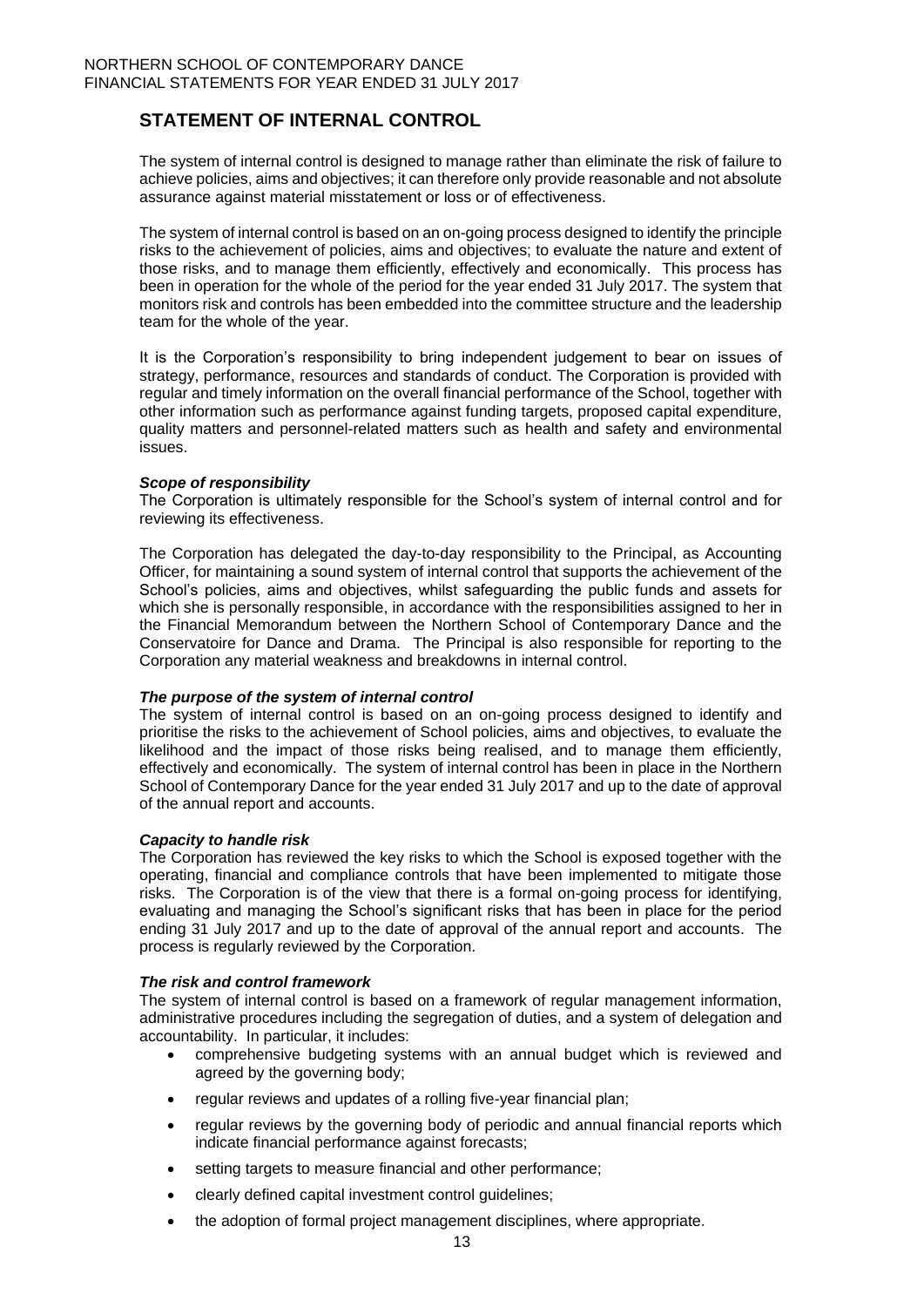## STATEMENT OF INTERNAL CONTROL

The system of internal control is designed to manage rather than eliminate the risk of failure to achieve policies, aims and objectives; it can therefore only provide reasonable and not absolute assurance against material misstatement or loss or of effectiveness.

The system of internal control is based on an on-going process designed to identify the principle risks to the achievement of policies, aims and objectives; to evaluate the nature and extent of those risks, and to manage them efficiently, effectively and economically. This process has been in operation for the whole of the period for the year ended 31 July 2017. The system that monitors risk and controls has been embedded into the committee structure and the leadership team for the whole of the year.

It is the Corporation's responsibility to bring independent judgement to bear on issues of strategy, performance, resources and standards of conduct. The Corporation is provided with regular and timely information on the overall financial performance of the School, together with other information such as performance against funding targets, proposed capital expenditure, quality matters and personnel-related matters such as health and safety and environmental issues.

***Scope of responsibility***

The Corporation is ultimately responsible for the School's system of internal control and for reviewing its effectiveness.

The Corporation has delegated the day-to-day responsibility to the Principal, as Accounting Officer, for maintaining a sound system of internal control that supports the achievement of the School's policies, aims and objectives, whilst safeguarding the public funds and assets for which she is personally responsible, in accordance with the responsibilities assigned to her in the Financial Memorandum between the Northern School of Contemporary Dance and the Conservatoire for Dance and Drama. The Principal is also responsible for reporting to the Corporation any material weakness and breakdowns in internal control.

***The purpose of the system of internal control***

The system of internal control is based on an on-going process designed to identify and prioritise the risks to the achievement of School policies, aims and objectives, to evaluate the likelihood and the impact of those risks being realised, and to manage them efficiently, effectively and economically. The system of internal control has been in place in the Northern School of Contemporary Dance for the year ended 31 July 2017 and up to the date of approval of the annual report and accounts.

***Capacity to handle risk***

The Corporation has reviewed the key risks to which the School is exposed together with the operating, financial and compliance controls that have been implemented to mitigate those risks. The Corporation is of the view that there is a formal on-going process for identifying, evaluating and managing the School's significant risks that has been in place for the period ending 31 July 2017 and up to the date of approval of the annual report and accounts. The process is regularly reviewed by the Corporation.

***The risk and control framework***

The system of internal control is based on a framework of regular management information, administrative procedures including the segregation of duties, and a system of delegation and accountability. In particular, it includes:

- comprehensive budgeting systems with an annual budget which is reviewed and agreed by the governing body;
- regular reviews and updates of a rolling five-year financial plan;
- regular reviews by the governing body of periodic and annual financial reports which indicate financial performance against forecasts;
- setting targets to measure financial and other performance;
- clearly defined capital investment control guidelines;
- the adoption of formal project management disciplines, where appropriate.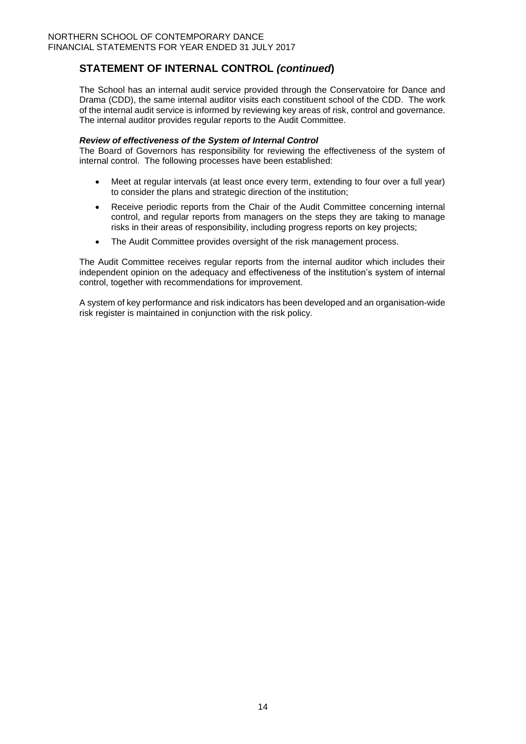## STATEMENT OF INTERNAL CONTROL *(continued)*

The School has an internal audit service provided through the Conservatoire for Dance and Drama (CDD), the same internal auditor visits each constituent school of the CDD. The work of the internal audit service is informed by reviewing key areas of risk, control and governance. The internal auditor provides regular reports to the Audit Committee.

***Review of effectiveness of the System of Internal Control***

The Board of Governors has responsibility for reviewing the effectiveness of the system of internal control. The following processes have been established:

- Meet at regular intervals (at least once every term, extending to four over a full year) to consider the plans and strategic direction of the institution;
- Receive periodic reports from the Chair of the Audit Committee concerning internal control, and regular reports from managers on the steps they are taking to manage risks in their areas of responsibility, including progress reports on key projects;
- The Audit Committee provides oversight of the risk management process.

The Audit Committee receives regular reports from the internal auditor which includes their independent opinion on the adequacy and effectiveness of the institution's system of internal control, together with recommendations for improvement.

A system of key performance and risk indicators has been developed and an organisation-wide risk register is maintained in conjunction with the risk policy.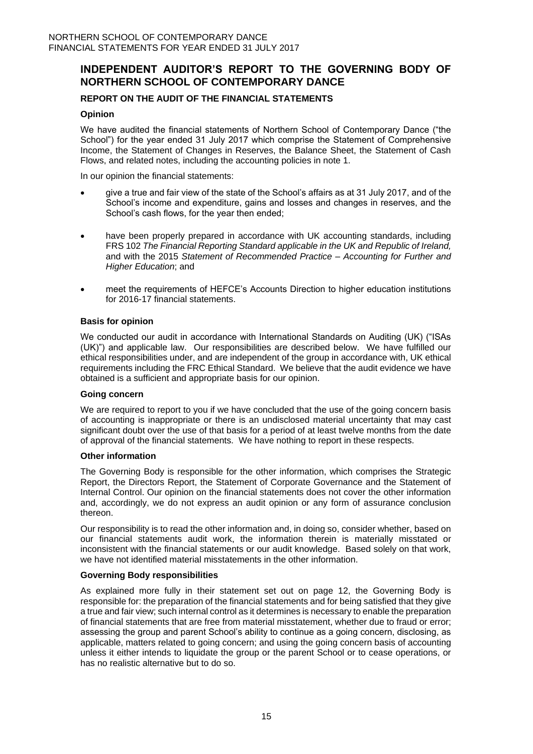# INDEPENDENT AUDITOR'S REPORT TO THE GOVERNING BODY OF NORTHERN SCHOOL OF CONTEMPORARY DANCE

## REPORT ON THE AUDIT OF THE FINANCIAL STATEMENTS

### Opinion

We have audited the financial statements of Northern School of Contemporary Dance ("the School") for the year ended 31 July 2017 which comprise the Statement of Comprehensive Income, the Statement of Changes in Reserves, the Balance Sheet, the Statement of Cash Flows, and related notes, including the accounting policies in note 1.

In our opinion the financial statements:

- give a true and fair view of the state of the School's affairs as at 31 July 2017, and of the School's income and expenditure, gains and losses and changes in reserves, and the School's cash flows, for the year then ended;
- have been properly prepared in accordance with UK accounting standards, including FRS 102 *The Financial Reporting Standard applicable in the UK and Republic of Ireland,* and with the 2015 *Statement of Recommended Practice – Accounting for Further and Higher Education*; and
- meet the requirements of HEFCE's Accounts Direction to higher education institutions for 2016-17 financial statements.

### Basis for opinion

We conducted our audit in accordance with International Standards on Auditing (UK) ("ISAs (UK)") and applicable law. Our responsibilities are described below. We have fulfilled our ethical responsibilities under, and are independent of the group in accordance with, UK ethical requirements including the FRC Ethical Standard. We believe that the audit evidence we have obtained is a sufficient and appropriate basis for our opinion.

### Going concern

We are required to report to you if we have concluded that the use of the going concern basis of accounting is inappropriate or there is an undisclosed material uncertainty that may cast significant doubt over the use of that basis for a period of at least twelve months from the date of approval of the financial statements. We have nothing to report in these respects.

### Other information

The Governing Body is responsible for the other information, which comprises the Strategic Report, the Directors Report, the Statement of Corporate Governance and the Statement of Internal Control. Our opinion on the financial statements does not cover the other information and, accordingly, we do not express an audit opinion or any form of assurance conclusion thereon.

Our responsibility is to read the other information and, in doing so, consider whether, based on our financial statements audit work, the information therein is materially misstated or inconsistent with the financial statements or our audit knowledge. Based solely on that work, we have not identified material misstatements in the other information.

### Governing Body responsibilities

As explained more fully in their statement set out on page 12, the Governing Body is responsible for: the preparation of the financial statements and for being satisfied that they give a true and fair view; such internal control as it determines is necessary to enable the preparation of financial statements that are free from material misstatement, whether due to fraud or error; assessing the group and parent School's ability to continue as a going concern, disclosing, as applicable, matters related to going concern; and using the going concern basis of accounting unless it either intends to liquidate the group or the parent School or to cease operations, or has no realistic alternative but to do so.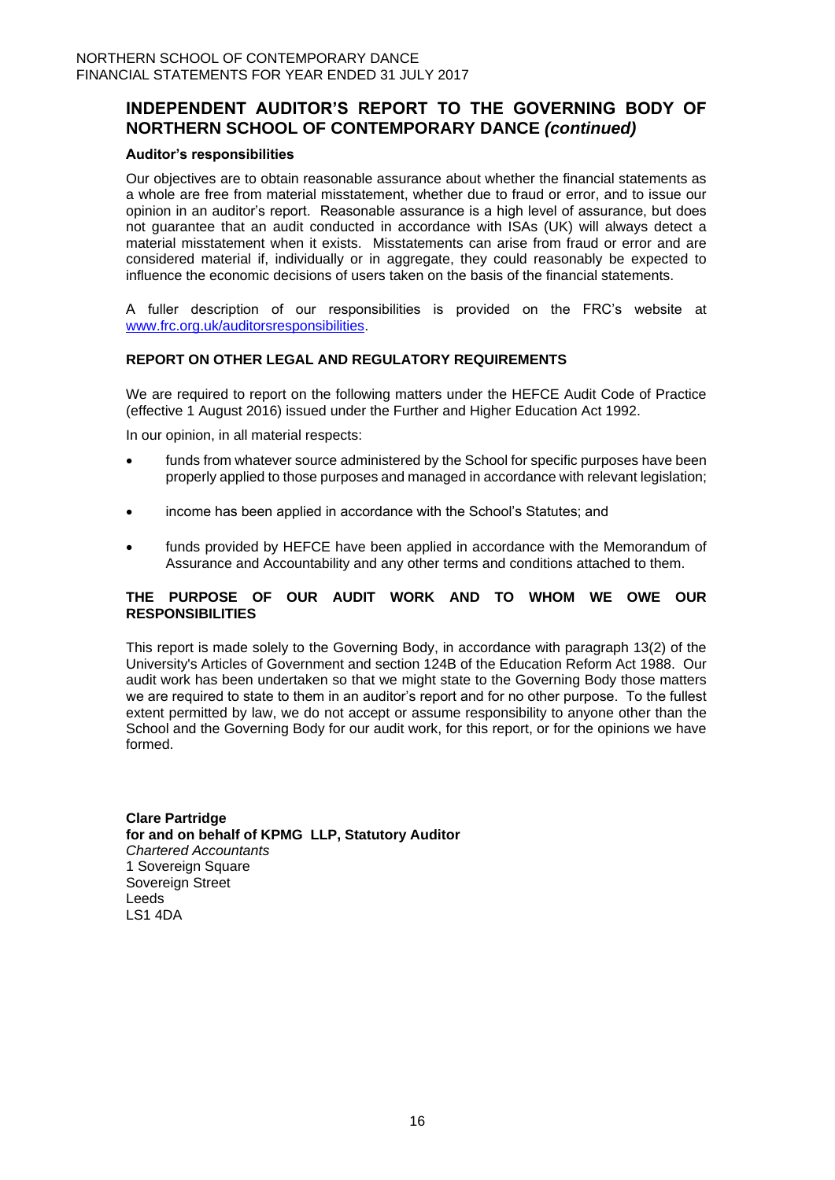## INDEPENDENT AUDITOR'S REPORT TO THE GOVERNING BODY OF NORTHERN SCHOOL OF CONTEMPORARY DANCE *(continued)*

**Auditor's responsibilities**

Our objectives are to obtain reasonable assurance about whether the financial statements as a whole are free from material misstatement, whether due to fraud or error, and to issue our opinion in an auditor's report. Reasonable assurance is a high level of assurance, but does not guarantee that an audit conducted in accordance with ISAs (UK) will always detect a material misstatement when it exists. Misstatements can arise from fraud or error and are considered material if, individually or in aggregate, they could reasonably be expected to influence the economic decisions of users taken on the basis of the financial statements.

A fuller description of our responsibilities is provided on the FRC's website at www.frc.org.uk/auditorsresponsibilities.

### REPORT ON OTHER LEGAL AND REGULATORY REQUIREMENTS

We are required to report on the following matters under the HEFCE Audit Code of Practice (effective 1 August 2016) issued under the Further and Higher Education Act 1992.

In our opinion, in all material respects:

- funds from whatever source administered by the School for specific purposes have been properly applied to those purposes and managed in accordance with relevant legislation;
- income has been applied in accordance with the School's Statutes; and
- funds provided by HEFCE have been applied in accordance with the Memorandum of Assurance and Accountability and any other terms and conditions attached to them.

### THE PURPOSE OF OUR AUDIT WORK AND TO WHOM WE OWE OUR RESPONSIBILITIES

This report is made solely to the Governing Body, in accordance with paragraph 13(2) of the University's Articles of Government and section 124B of the Education Reform Act 1988. Our audit work has been undertaken so that we might state to the Governing Body those matters we are required to state to them in an auditor's report and for no other purpose. To the fullest extent permitted by law, we do not accept or assume responsibility to anyone other than the School and the Governing Body for our audit work, for this report, or for the opinions we have formed.

**Clare Partridge**
**for and on behalf of KPMG LLP, Statutory Auditor**
*Chartered Accountants*
1 Sovereign Square
Sovereign Street
Leeds
LS1 4DA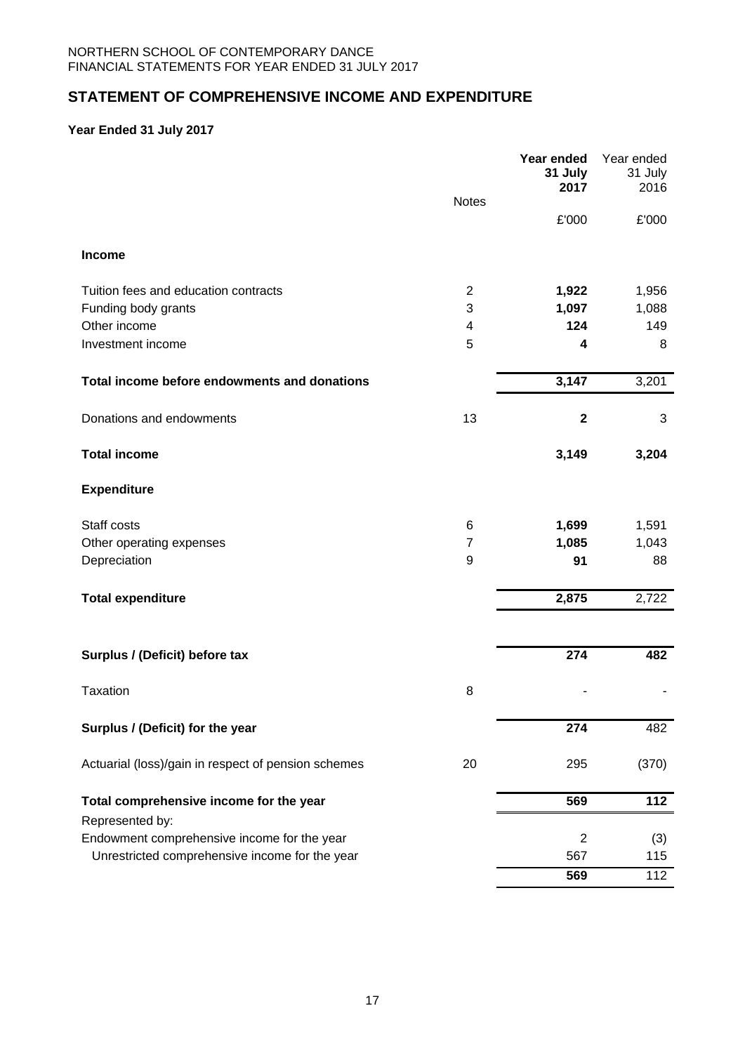NORTHERN SCHOOL OF CONTEMPORARY DANCE
FINANCIAL STATEMENTS FOR YEAR ENDED 31 JULY 2017

## STATEMENT OF COMPREHENSIVE INCOME AND EXPENDITURE

**Year Ended 31 July 2017**

| | Notes | **Year ended 31 July 2017** | Year ended 31 July 2016 |
|---|---|---|---|
| | | £'000 | £'000 |
| **Income** | | | |
| Tuition fees and education contracts | 2 | **1,922** | 1,956 |
| Funding body grants | 3 | **1,097** | 1,088 |
| Other income | 4 | **124** | 149 |
| Investment income | 5 | **4** | 8 |
| **Total income before endowments and donations** | | **3,147** | 3,201 |
| Donations and endowments | 13 | **2** | 3 |
| **Total income** | | **3,149** | **3,204** |
| **Expenditure** | | | |
| Staff costs | 6 | **1,699** | 1,591 |
| Other operating expenses | 7 | **1,085** | 1,043 |
| Depreciation | 9 | **91** | 88 |
| **Total expenditure** | | **2,875** | 2,722 |
| **Surplus / (Deficit) before tax** | | **274** | **482** |
| Taxation | 8 | - | - |
| **Surplus / (Deficit) for the year** | | **274** | 482 |
| Actuarial (loss)/gain in respect of pension schemes | 20 | 295 | (370) |
| **Total comprehensive income for the year** | | **569** | **112** |
| Represented by: | | | |
| Endowment comprehensive income for the year | | 2 | (3) |
| Unrestricted comprehensive income for the year | | 567 | 115 |
| | | **569** | 112 |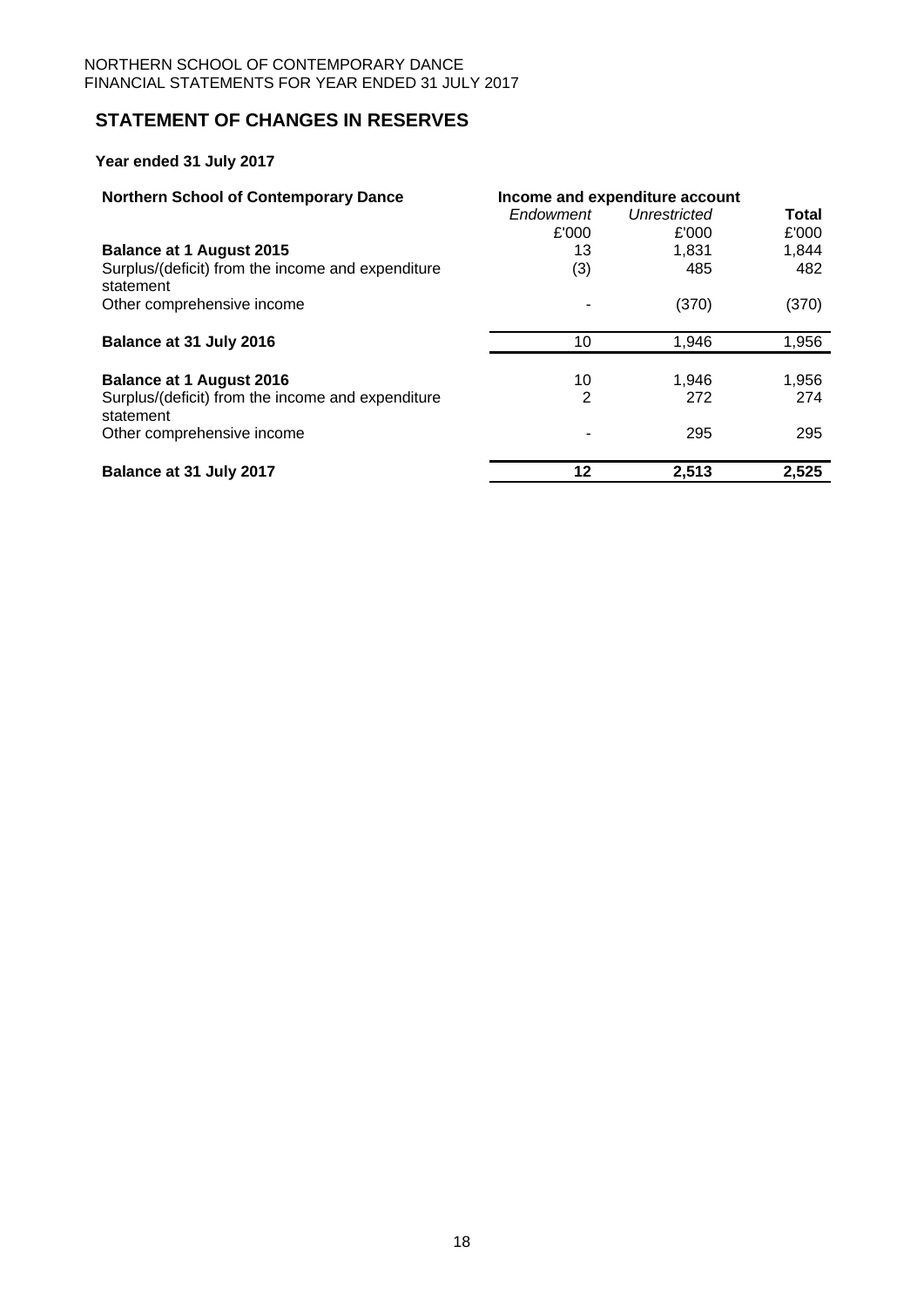## STATEMENT OF CHANGES IN RESERVES

**Year ended 31 July 2017**

| **Northern School of Contemporary Dance** | **Income and expenditure account** | | |
|---|---|---|---|
| | *Endowment* | *Unrestricted* | **Total** |
| | £'000 | £'000 | £'000 |
| **Balance at 1 August 2015** | 13 | 1,831 | 1,844 |
| Surplus/(deficit) from the income and expenditure statement | (3) | 485 | 482 |
| Other comprehensive income | - | (370) | (370) |
| **Balance at 31 July 2016** | 10 | 1,946 | 1,956 |
| **Balance at 1 August 2016** | 10 | 1,946 | 1,956 |
| Surplus/(deficit) from the income and expenditure statement | 2 | 272 | 274 |
| Other comprehensive income | - | 295 | 295 |
| **Balance at 31 July 2017** | **12** | **2,513** | **2,525** |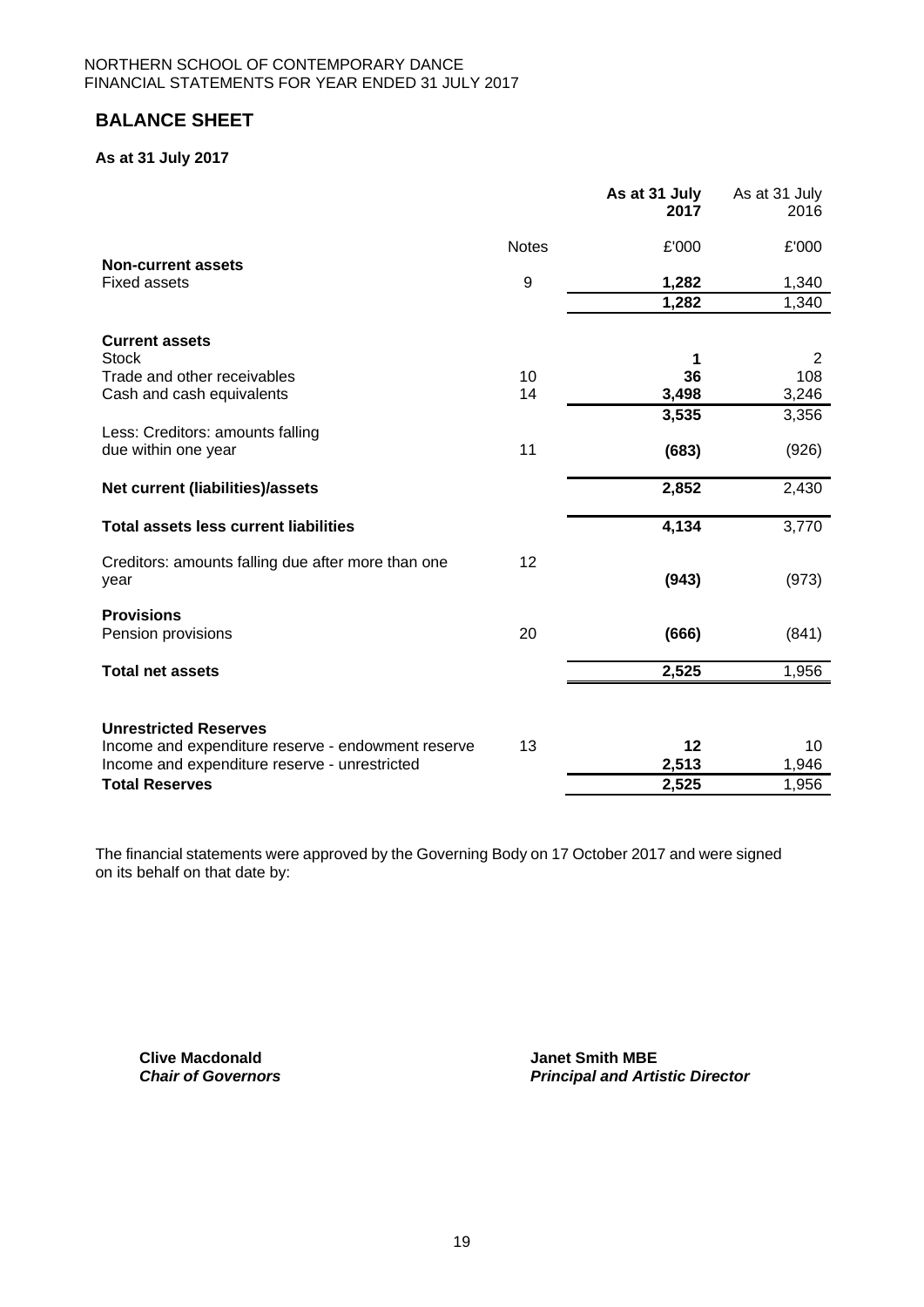## BALANCE SHEET

**As at 31 July 2017**

| | Notes | As at 31 July 2017 | As at 31 July 2016 |
|---|---|---|---|
| | | £'000 | £'000 |
| **Non-current assets** | | | |
| Fixed assets | 9 | **1,282** | 1,340 |
| | | **1,282** | 1,340 |
| **Current assets** | | | |
| Stock | | **1** | 2 |
| Trade and other receivables | 10 | **36** | 108 |
| Cash and cash equivalents | 14 | **3,498** | 3,246 |
| | | **3,535** | 3,356 |
| Less: Creditors: amounts falling due within one year | 11 | **(683)** | (926) |
| **Net current (liabilities)/assets** | | **2,852** | 2,430 |
| **Total assets less current liabilities** | | **4,134** | 3,770 |
| Creditors: amounts falling due after more than one year | 12 | **(943)** | (973) |
| **Provisions** | | | |
| Pension provisions | 20 | **(666)** | (841) |
| **Total net assets** | | **2,525** | 1,956 |
| **Unrestricted Reserves** | | | |
| Income and expenditure reserve - endowment reserve | 13 | **12** | 10 |
| Income and expenditure reserve - unrestricted | | **2,513** | 1,946 |
| **Total Reserves** | | **2,525** | 1,956 |

The financial statements were approved by the Governing Body on 17 October 2017 and were signed on its behalf on that date by:

**Clive Macdonald**
***Chair of Governors***

**Janet Smith MBE**
***Principal and Artistic Director***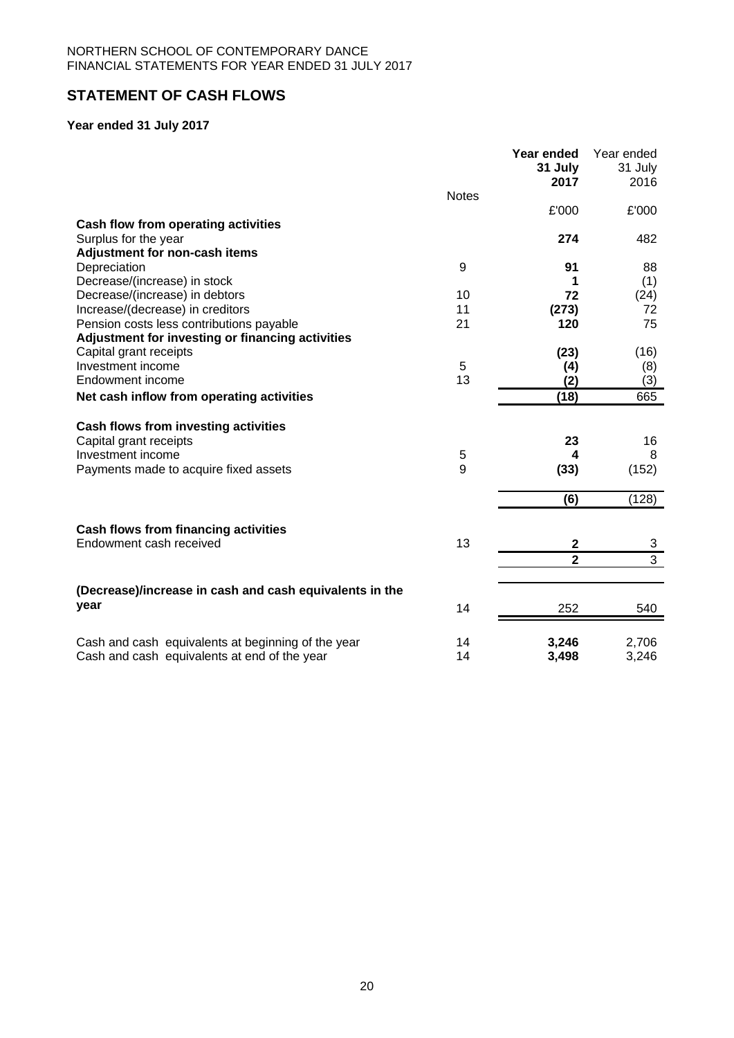NORTHERN SCHOOL OF CONTEMPORARY DANCE
FINANCIAL STATEMENTS FOR YEAR ENDED 31 JULY 2017

## STATEMENT OF CASH FLOWS

**Year ended 31 July 2017**

| | Notes | **Year ended 31 July 2017** | Year ended 31 July 2016 |
|---|---|---|---|
| | | £'000 | £'000 |
| **Cash flow from operating activities** | | | |
| Surplus for the year | | **274** | 482 |
| **Adjustment for non-cash items** | | | |
| Depreciation | 9 | **91** | 88 |
| Decrease/(increase) in stock | | **1** | (1) |
| Decrease/(increase) in debtors | 10 | **72** | (24) |
| Increase/(decrease) in creditors | 11 | **(273)** | 72 |
| Pension costs less contributions payable | 21 | **120** | 75 |
| **Adjustment for investing or financing activities** | | | |
| Capital grant receipts | | **(23)** | (16) |
| Investment income | 5 | **(4)** | (8) |
| Endowment income | 13 | **(2)** | (3) |
| **Net cash inflow from operating activities** | | **(18)** | 665 |
| | | | |
| **Cash flows from investing activities** | | | |
| Capital grant receipts | | **23** | 16 |
| Investment income | 5 | **4** | 8 |
| Payments made to acquire fixed assets | 9 | **(33)** | (152) |
| | | **(6)** | (128) |
| | | | |
| **Cash flows from financing activities** | | | |
| Endowment cash received | 13 | **2** | 3 |
| | | **2** | 3 |
| | | | |
| **(Decrease)/increase in cash and cash equivalents in the year** | 14 | 252 | 540 |
| | | | |
| Cash and cash equivalents at beginning of the year | 14 | **3,246** | 2,706 |
| Cash and cash equivalents at end of the year | 14 | **3,498** | 3,246 |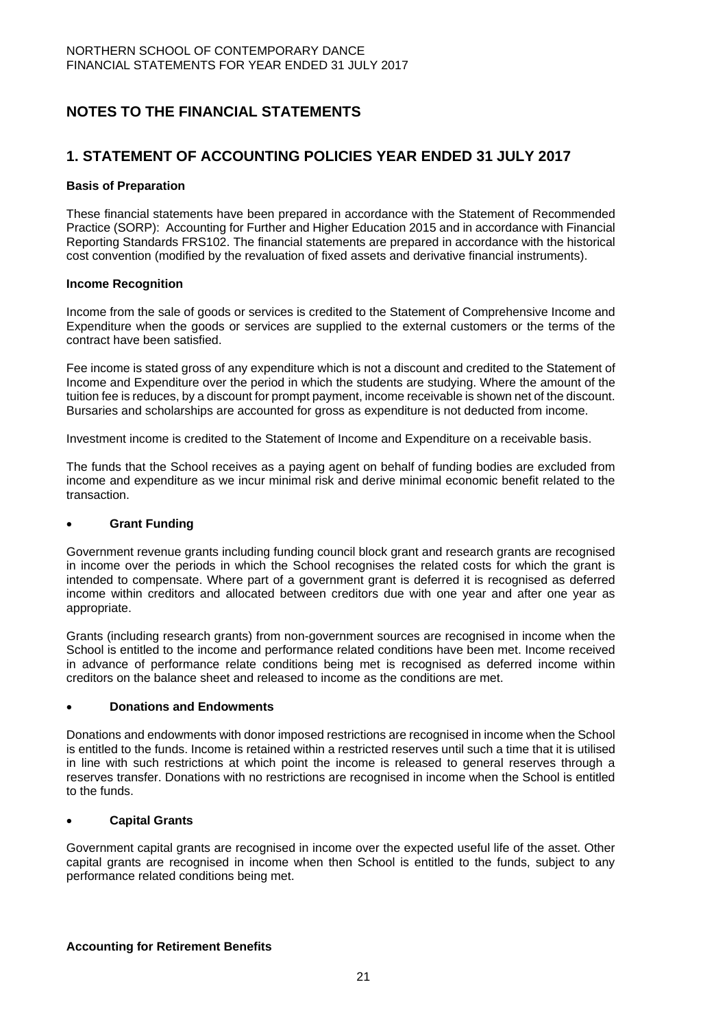# NOTES TO THE FINANCIAL STATEMENTS

## 1. STATEMENT OF ACCOUNTING POLICIES YEAR ENDED 31 JULY 2017

**Basis of Preparation**

These financial statements have been prepared in accordance with the Statement of Recommended Practice (SORP): Accounting for Further and Higher Education 2015 and in accordance with Financial Reporting Standards FRS102. The financial statements are prepared in accordance with the historical cost convention (modified by the revaluation of fixed assets and derivative financial instruments).

**Income Recognition**

Income from the sale of goods or services is credited to the Statement of Comprehensive Income and Expenditure when the goods or services are supplied to the external customers or the terms of the contract have been satisfied.

Fee income is stated gross of any expenditure which is not a discount and credited to the Statement of Income and Expenditure over the period in which the students are studying. Where the amount of the tuition fee is reduces, by a discount for prompt payment, income receivable is shown net of the discount. Bursaries and scholarships are accounted for gross as expenditure is not deducted from income.

Investment income is credited to the Statement of Income and Expenditure on a receivable basis.

The funds that the School receives as a paying agent on behalf of funding bodies are excluded from income and expenditure as we incur minimal risk and derive minimal economic benefit related to the transaction.

- **Grant Funding**

Government revenue grants including funding council block grant and research grants are recognised in income over the periods in which the School recognises the related costs for which the grant is intended to compensate. Where part of a government grant is deferred it is recognised as deferred income within creditors and allocated between creditors due with one year and after one year as appropriate.

Grants (including research grants) from non-government sources are recognised in income when the School is entitled to the income and performance related conditions have been met. Income received in advance of performance relate conditions being met is recognised as deferred income within creditors on the balance sheet and released to income as the conditions are met.

- **Donations and Endowments**

Donations and endowments with donor imposed restrictions are recognised in income when the School is entitled to the funds. Income is retained within a restricted reserves until such a time that it is utilised in line with such restrictions at which point the income is released to general reserves through a reserves transfer. Donations with no restrictions are recognised in income when the School is entitled to the funds.

- **Capital Grants**

Government capital grants are recognised in income over the expected useful life of the asset. Other capital grants are recognised in income when then School is entitled to the funds, subject to any performance related conditions being met.

**Accounting for Retirement Benefits**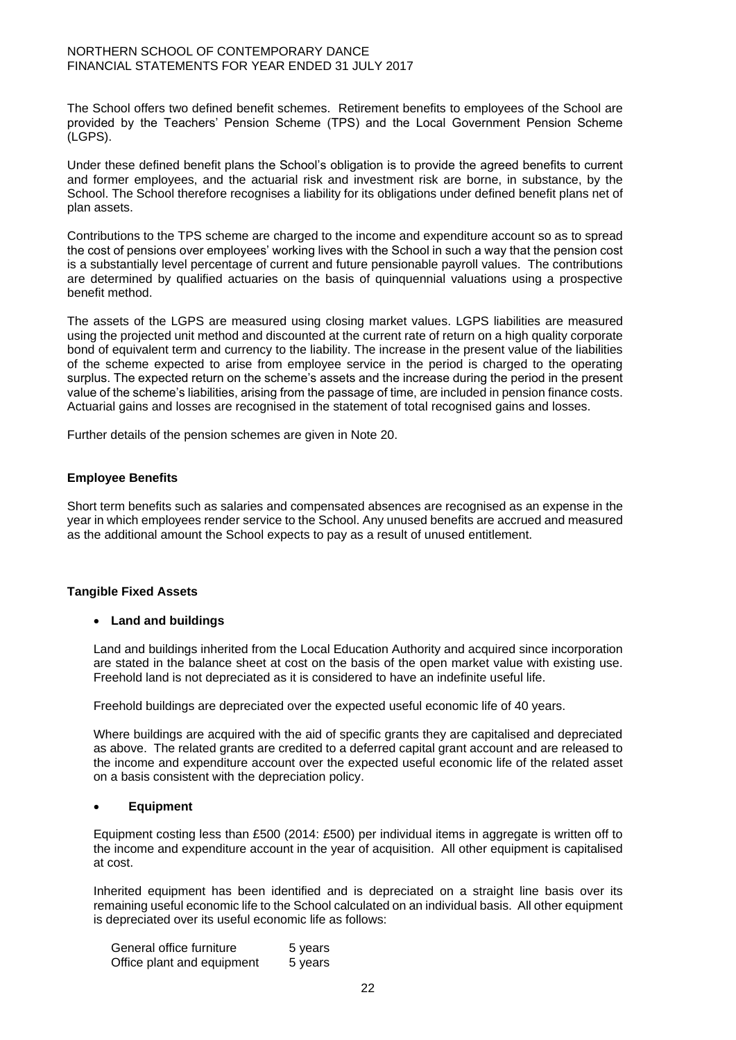The School offers two defined benefit schemes. Retirement benefits to employees of the School are provided by the Teachers' Pension Scheme (TPS) and the Local Government Pension Scheme (LGPS).

Under these defined benefit plans the School's obligation is to provide the agreed benefits to current and former employees, and the actuarial risk and investment risk are borne, in substance, by the School. The School therefore recognises a liability for its obligations under defined benefit plans net of plan assets.

Contributions to the TPS scheme are charged to the income and expenditure account so as to spread the cost of pensions over employees' working lives with the School in such a way that the pension cost is a substantially level percentage of current and future pensionable payroll values. The contributions are determined by qualified actuaries on the basis of quinquennial valuations using a prospective benefit method.

The assets of the LGPS are measured using closing market values. LGPS liabilities are measured using the projected unit method and discounted at the current rate of return on a high quality corporate bond of equivalent term and currency to the liability. The increase in the present value of the liabilities of the scheme expected to arise from employee service in the period is charged to the operating surplus. The expected return on the scheme's assets and the increase during the period in the present value of the scheme's liabilities, arising from the passage of time, are included in pension finance costs. Actuarial gains and losses are recognised in the statement of total recognised gains and losses.

Further details of the pension schemes are given in Note 20.

**Employee Benefits**

Short term benefits such as salaries and compensated absences are recognised as an expense in the year in which employees render service to the School. Any unused benefits are accrued and measured as the additional amount the School expects to pay as a result of unused entitlement.

**Tangible Fixed Assets**

- **Land and buildings**

  Land and buildings inherited from the Local Education Authority and acquired since incorporation are stated in the balance sheet at cost on the basis of the open market value with existing use. Freehold land is not depreciated as it is considered to have an indefinite useful life.

  Freehold buildings are depreciated over the expected useful economic life of 40 years.

  Where buildings are acquired with the aid of specific grants they are capitalised and depreciated as above. The related grants are credited to a deferred capital grant account and are released to the income and expenditure account over the expected useful economic life of the related asset on a basis consistent with the depreciation policy.

- **Equipment**

  Equipment costing less than £500 (2014: £500) per individual items in aggregate is written off to the income and expenditure account in the year of acquisition. All other equipment is capitalised at cost.

  Inherited equipment has been identified and is depreciated on a straight line basis over its remaining useful economic life to the School calculated on an individual basis. All other equipment is depreciated over its useful economic life as follows:

| | |
|---|---|
| General office furniture | 5 years |
| Office plant and equipment | 5 years |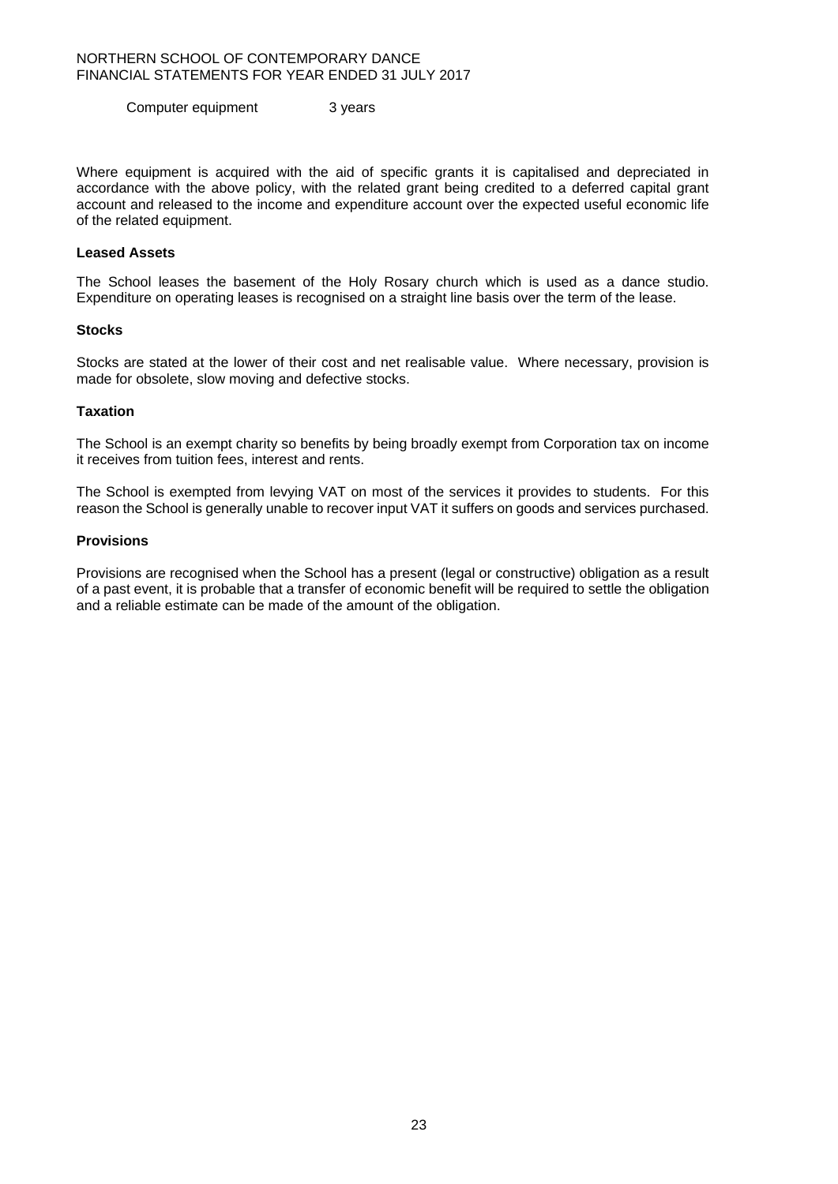Computer equipment 3 years

Where equipment is acquired with the aid of specific grants it is capitalised and depreciated in accordance with the above policy, with the related grant being credited to a deferred capital grant account and released to the income and expenditure account over the expected useful economic life of the related equipment.

**Leased Assets**

The School leases the basement of the Holy Rosary church which is used as a dance studio. Expenditure on operating leases is recognised on a straight line basis over the term of the lease.

**Stocks**

Stocks are stated at the lower of their cost and net realisable value. Where necessary, provision is made for obsolete, slow moving and defective stocks.

**Taxation**

The School is an exempt charity so benefits by being broadly exempt from Corporation tax on income it receives from tuition fees, interest and rents.

The School is exempted from levying VAT on most of the services it provides to students. For this reason the School is generally unable to recover input VAT it suffers on goods and services purchased.

**Provisions**

Provisions are recognised when the School has a present (legal or constructive) obligation as a result of a past event, it is probable that a transfer of economic benefit will be required to settle the obligation and a reliable estimate can be made of the amount of the obligation.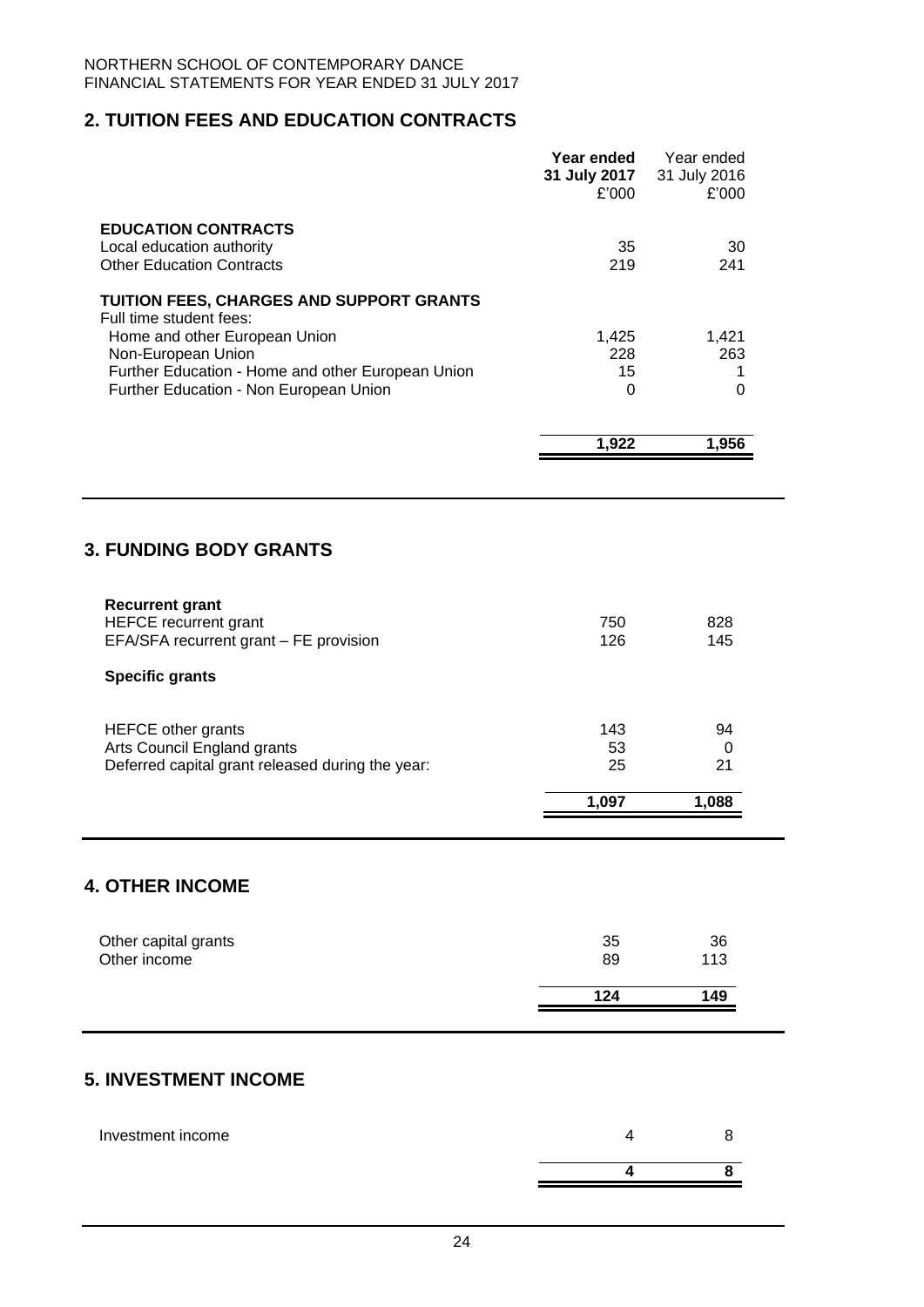## 2. TUITION FEES AND EDUCATION CONTRACTS

| | **Year ended 31 July 2017 £'000** | Year ended 31 July 2016 £'000 |
|---|---|---|
| **EDUCATION CONTRACTS** | | |
| Local education authority | 35 | 30 |
| Other Education Contracts | 219 | 241 |
| **TUITION FEES, CHARGES AND SUPPORT GRANTS** | | |
| Full time student fees: | | |
| Home and other European Union | 1,425 | 1,421 |
| Non-European Union | 228 | 263 |
| Further Education - Home and other European Union | 15 | 1 |
| Further Education - Non European Union | 0 | 0 |
| | **1,922** | **1,956** |

## 3. FUNDING BODY GRANTS

| | | |
|---|---|---|
| **Recurrent grant** | | |
| HEFCE recurrent grant | 750 | 828 |
| EFA/SFA recurrent grant – FE provision | 126 | 145 |
| **Specific grants** | | |
| HEFCE other grants | 143 | 94 |
| Arts Council England grants | 53 | 0 |
| Deferred capital grant released during the year: | 25 | 21 |
| | **1,097** | **1,088** |

## 4. OTHER INCOME

| | | |
|---|---|---|
| Other capital grants | 35 | 36 |
| Other income | 89 | 113 |
| | **124** | **149** |

## 5. INVESTMENT INCOME

| | | |
|---|---|---|
| Investment income | 4 | 8 |
| | **4** | **8** |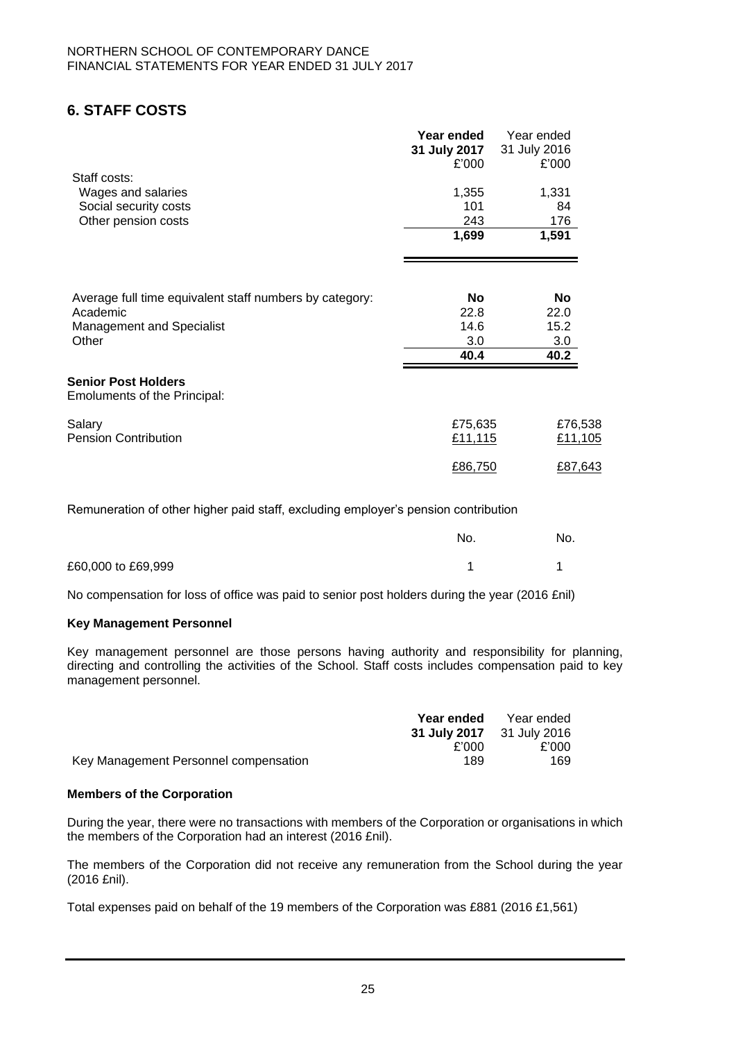## 6. STAFF COSTS

| | Year ended 31 July 2017 £'000 | Year ended 31 July 2016 £'000 |
|---|---|---|
| Staff costs: | | |
| Wages and salaries | 1,355 | 1,331 |
| Social security costs | 101 | 84 |
| Other pension costs | 243 | 176 |
| | **1,699** | **1,591** |

| Average full time equivalent staff numbers by category: | **No** | **No** |
|---|---|---|
| Academic | 22.8 | 22.0 |
| Management and Specialist | 14.6 | 15.2 |
| Other | 3.0 | 3.0 |
| | **40.4** | **40.2** |

**Senior Post Holders**

Emoluments of the Principal:

| | | |
|---|---|---|
| Salary | £75,635 | £76,538 |
| Pension Contribution | £11,115 | £11,105 |
| | £86,750 | £87,643 |

Remuneration of other higher paid staff, excluding employer's pension contribution

| | No. | No. |
|---|---|---|
| £60,000 to £69,999 | 1 | 1 |

No compensation for loss of office was paid to senior post holders during the year (2016 £nil)

**Key Management Personnel**

Key management personnel are those persons having authority and responsibility for planning, directing and controlling the activities of the School. Staff costs includes compensation paid to key management personnel.

| | Year ended 31 July 2017 £'000 | Year ended 31 July 2016 £'000 |
|---|---|---|
| Key Management Personnel compensation | 189 | 169 |

**Members of the Corporation**

During the year, there were no transactions with members of the Corporation or organisations in which the members of the Corporation had an interest (2016 £nil).

The members of the Corporation did not receive any remuneration from the School during the year (2016 £nil).

Total expenses paid on behalf of the 19 members of the Corporation was £881 (2016 £1,561)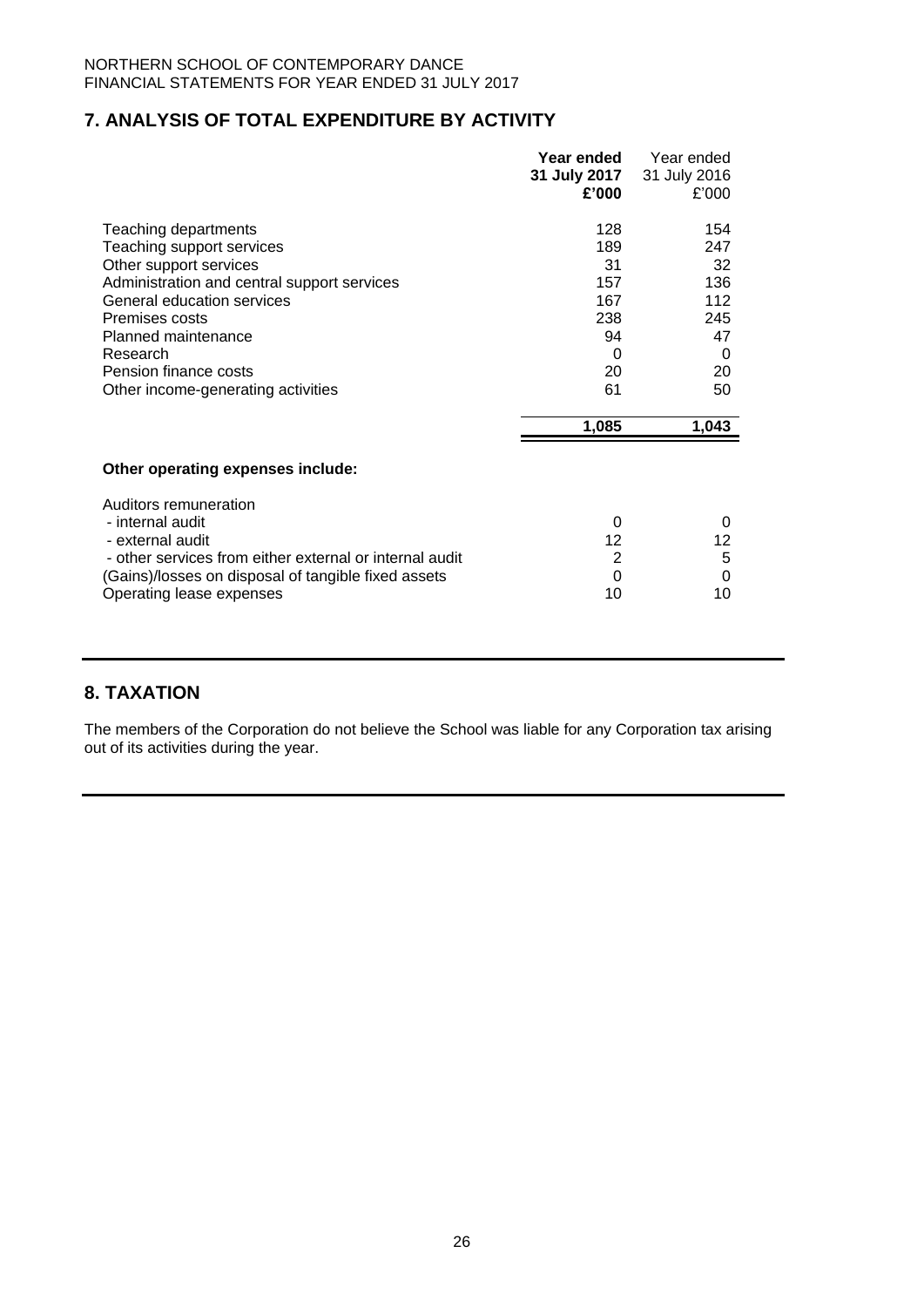## 7. ANALYSIS OF TOTAL EXPENDITURE BY ACTIVITY

| | **Year ended 31 July 2017 £'000** | Year ended 31 July 2016 £'000 |
|---|---|---|
| Teaching departments | 128 | 154 |
| Teaching support services | 189 | 247 |
| Other support services | 31 | 32 |
| Administration and central support services | 157 | 136 |
| General education services | 167 | 112 |
| Premises costs | 238 | 245 |
| Planned maintenance | 94 | 47 |
| Research | 0 | 0 |
| Pension finance costs | 20 | 20 |
| Other income-generating activities | 61 | 50 |
| | **1,085** | **1,043** |

**Other operating expenses include:**

| | | |
|---|---|---|
| Auditors remuneration | | |
| - internal audit | 0 | 0 |
| - external audit | 12 | 12 |
| - other services from either external or internal audit | 2 | 5 |
| (Gains)/losses on disposal of tangible fixed assets | 0 | 0 |
| Operating lease expenses | 10 | 10 |

## 8. TAXATION

The members of the Corporation do not believe the School was liable for any Corporation tax arising out of its activities during the year.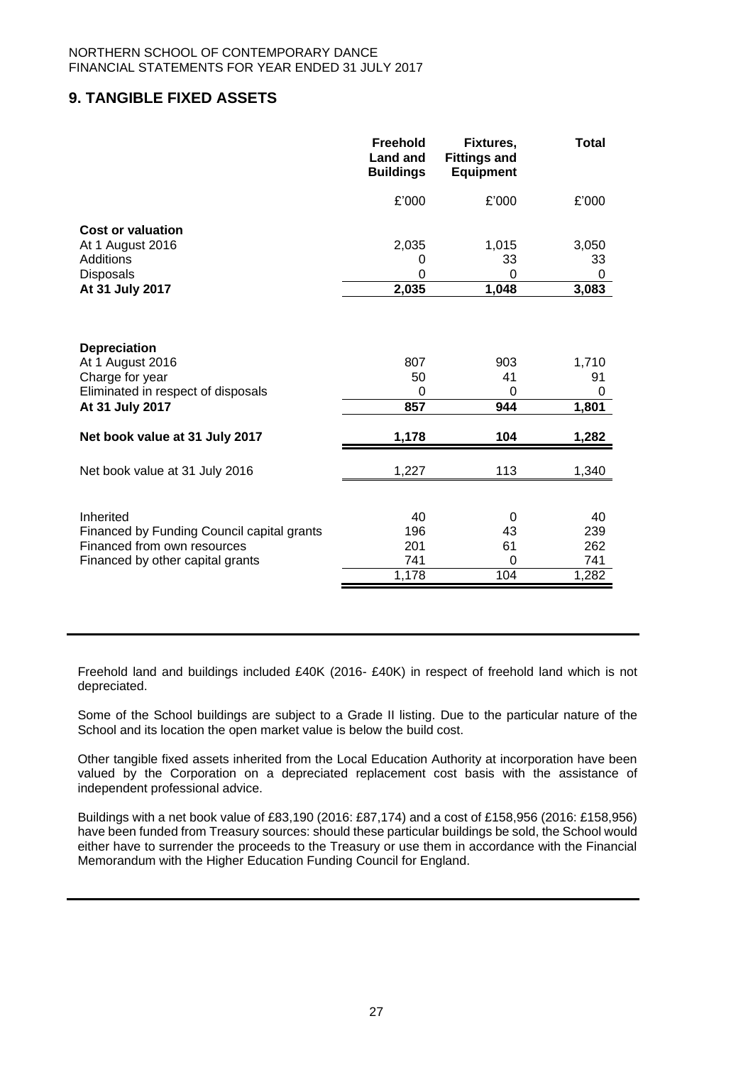NORTHERN SCHOOL OF CONTEMPORARY DANCE
FINANCIAL STATEMENTS FOR YEAR ENDED 31 JULY 2017

## 9. TANGIBLE FIXED ASSETS

| | Freehold Land and Buildings | Fixtures, Fittings and Equipment | Total |
|---|---|---|---|
| | £'000 | £'000 | £'000 |
| **Cost or valuation** | | | |
| At 1 August 2016 | 2,035 | 1,015 | 3,050 |
| Additions | 0 | 33 | 33 |
| Disposals | 0 | 0 | 0 |
| **At 31 July 2017** | **2,035** | **1,048** | **3,083** |
| | | | |
| **Depreciation** | | | |
| At 1 August 2016 | 807 | 903 | 1,710 |
| Charge for year | 50 | 41 | 91 |
| Eliminated in respect of disposals | 0 | 0 | 0 |
| **At 31 July 2017** | **857** | **944** | **1,801** |
| | | | |
| **Net book value at 31 July 2017** | **1,178** | **104** | **1,282** |
| | | | |
| Net book value at 31 July 2016 | 1,227 | 113 | 1,340 |
| | | | |
| Inherited | 40 | 0 | 40 |
| Financed by Funding Council capital grants | 196 | 43 | 239 |
| Financed from own resources | 201 | 61 | 262 |
| Financed by other capital grants | 741 | 0 | 741 |
| | 1,178 | 104 | 1,282 |

Freehold land and buildings included £40K (2016- £40K) in respect of freehold land which is not depreciated.

Some of the School buildings are subject to a Grade II listing. Due to the particular nature of the School and its location the open market value is below the build cost.

Other tangible fixed assets inherited from the Local Education Authority at incorporation have been valued by the Corporation on a depreciated replacement cost basis with the assistance of independent professional advice.

Buildings with a net book value of £83,190 (2016: £87,174) and a cost of £158,956 (2016: £158,956) have been funded from Treasury sources: should these particular buildings be sold, the School would either have to surrender the proceeds to the Treasury or use them in accordance with the Financial Memorandum with the Higher Education Funding Council for England.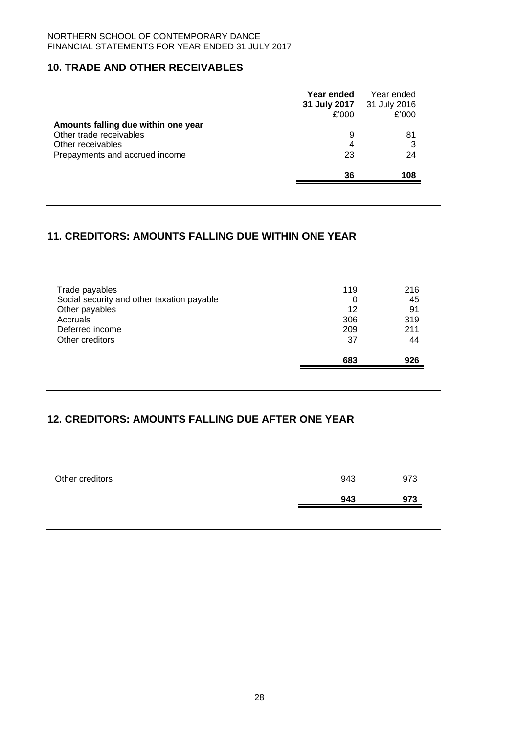## 10. TRADE AND OTHER RECEIVABLES

| | Year ended 31 July 2017 £'000 | Year ended 31 July 2016 £'000 |
|---|---|---|
| **Amounts falling due within one year** | | |
| Other trade receivables | 9 | 81 |
| Other receivables | 4 | 3 |
| Prepayments and accrued income | 23 | 24 |
| | **36** | **108** |

## 11. CREDITORS: AMOUNTS FALLING DUE WITHIN ONE YEAR

| | | |
|---|---|---|
| Trade payables | 119 | 216 |
| Social security and other taxation payable | 0 | 45 |
| Other payables | 12 | 91 |
| Accruals | 306 | 319 |
| Deferred income | 209 | 211 |
| Other creditors | 37 | 44 |
| | **683** | **926** |

## 12. CREDITORS: AMOUNTS FALLING DUE AFTER ONE YEAR

| | | |
|---|---|---|
| Other creditors | 943 | 973 |
| | **943** | **973** |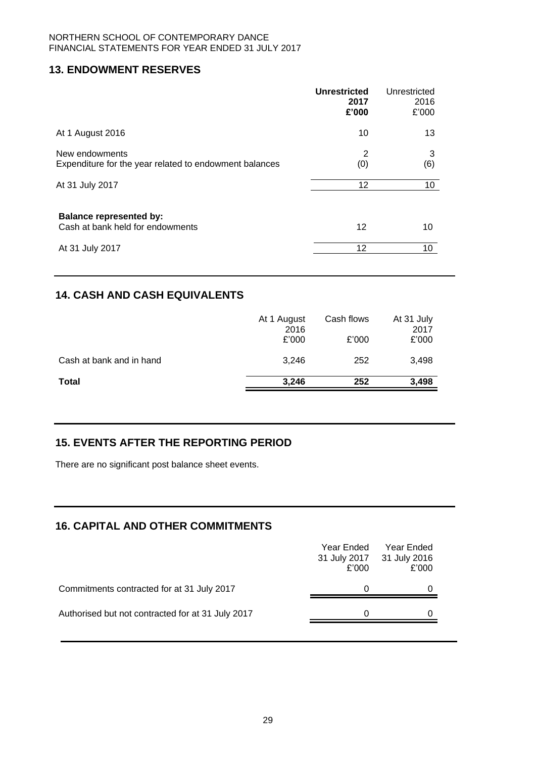## 13. ENDOWMENT RESERVES

| | **Unrestricted 2017 £'000** | Unrestricted 2016 £'000 |
|---|---|---|
| At 1 August 2016 | 10 | 13 |
| New endowments | 2 | 3 |
| Expenditure for the year related to endowment balances | (0) | (6) |
| At 31 July 2017 | 12 | 10 |
| **Balance represented by:** | | |
| Cash at bank held for endowments | 12 | 10 |
| At 31 July 2017 | 12 | 10 |

## 14. CASH AND CASH EQUIVALENTS

| | At 1 August 2016 £'000 | Cash flows £'000 | At 31 July 2017 £'000 |
|---|---|---|---|
| Cash at bank and in hand | 3,246 | 252 | 3,498 |
| **Total** | **3,246** | **252** | **3,498** |

## 15. EVENTS AFTER THE REPORTING PERIOD

There are no significant post balance sheet events.

## 16. CAPITAL AND OTHER COMMITMENTS

| | Year Ended 31 July 2017 £'000 | Year Ended 31 July 2016 £'000 |
|---|---|---|
| Commitments contracted for at 31 July 2017 | 0 | 0 |
| Authorised but not contracted for at 31 July 2017 | 0 | 0 |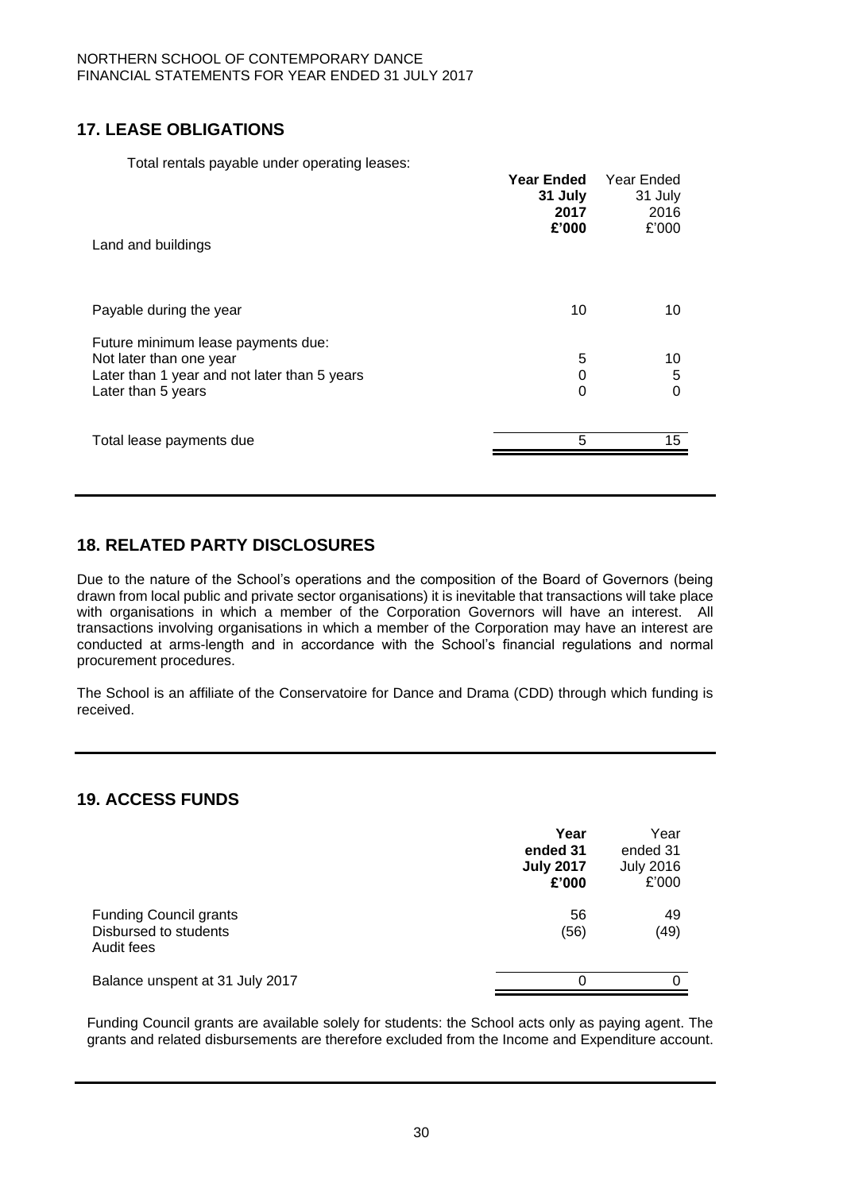## 17. LEASE OBLIGATIONS

Total rentals payable under operating leases:

| | **Year Ended 31 July 2017 £'000** | Year Ended 31 July 2016 £'000 |
|---|---|---|
| Land and buildings | | |
| Payable during the year | 10 | 10 |
| Future minimum lease payments due: | | |
| Not later than one year | 5 | 10 |
| Later than 1 year and not later than 5 years | 0 | 5 |
| Later than 5 years | 0 | 0 |
| Total lease payments due | 5 | 15 |

## 18. RELATED PARTY DISCLOSURES

Due to the nature of the School's operations and the composition of the Board of Governors (being drawn from local public and private sector organisations) it is inevitable that transactions will take place with organisations in which a member of the Corporation Governors will have an interest. All transactions involving organisations in which a member of the Corporation may have an interest are conducted at arms-length and in accordance with the School's financial regulations and normal procurement procedures.

The School is an affiliate of the Conservatoire for Dance and Drama (CDD) through which funding is received.

## 19. ACCESS FUNDS

| | **Year ended 31 July 2017 £'000** | Year ended 31 July 2016 £'000 |
|---|---|---|
| Funding Council grants | 56 | 49 |
| Disbursed to students | (56) | (49) |
| Audit fees | | |
| Balance unspent at 31 July 2017 | 0 | 0 |

Funding Council grants are available solely for students: the School acts only as paying agent. The grants and related disbursements are therefore excluded from the Income and Expenditure account.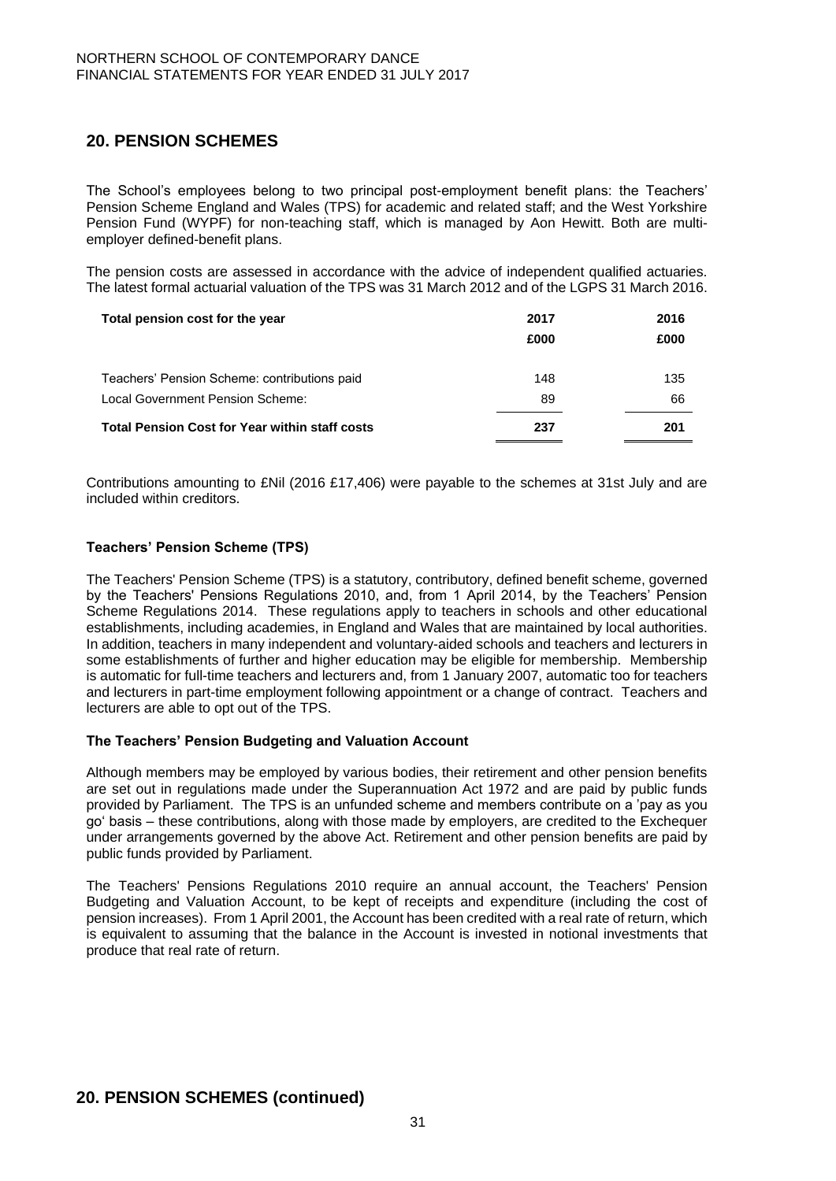## 20. PENSION SCHEMES

The School's employees belong to two principal post-employment benefit plans: the Teachers' Pension Scheme England and Wales (TPS) for academic and related staff; and the West Yorkshire Pension Fund (WYPF) for non-teaching staff, which is managed by Aon Hewitt. Both are multi-employer defined-benefit plans.

The pension costs are assessed in accordance with the advice of independent qualified actuaries. The latest formal actuarial valuation of the TPS was 31 March 2012 and of the LGPS 31 March 2016.

| **Total pension cost for the year** | **2017** | **2016** |
|---|---|---|
| | **£000** | **£000** |
| Teachers' Pension Scheme: contributions paid | 148 | 135 |
| Local Government Pension Scheme: | 89 | 66 |
| **Total Pension Cost for Year within staff costs** | **237** | **201** |

Contributions amounting to £Nil (2016 £17,406) were payable to the schemes at 31st July and are included within creditors.

### Teachers' Pension Scheme (TPS)

The Teachers' Pension Scheme (TPS) is a statutory, contributory, defined benefit scheme, governed by the Teachers' Pensions Regulations 2010, and, from 1 April 2014, by the Teachers' Pension Scheme Regulations 2014. These regulations apply to teachers in schools and other educational establishments, including academies, in England and Wales that are maintained by local authorities. In addition, teachers in many independent and voluntary-aided schools and teachers and lecturers in some establishments of further and higher education may be eligible for membership. Membership is automatic for full-time teachers and lecturers and, from 1 January 2007, automatic too for teachers and lecturers in part-time employment following appointment or a change of contract. Teachers and lecturers are able to opt out of the TPS.

### The Teachers' Pension Budgeting and Valuation Account

Although members may be employed by various bodies, their retirement and other pension benefits are set out in regulations made under the Superannuation Act 1972 and are paid by public funds provided by Parliament. The TPS is an unfunded scheme and members contribute on a 'pay as you go' basis – these contributions, along with those made by employers, are credited to the Exchequer under arrangements governed by the above Act. Retirement and other pension benefits are paid by public funds provided by Parliament.

The Teachers' Pensions Regulations 2010 require an annual account, the Teachers' Pension Budgeting and Valuation Account, to be kept of receipts and expenditure (including the cost of pension increases). From 1 April 2001, the Account has been credited with a real rate of return, which is equivalent to assuming that the balance in the Account is invested in notional investments that produce that real rate of return.

## 20. PENSION SCHEMES (continued)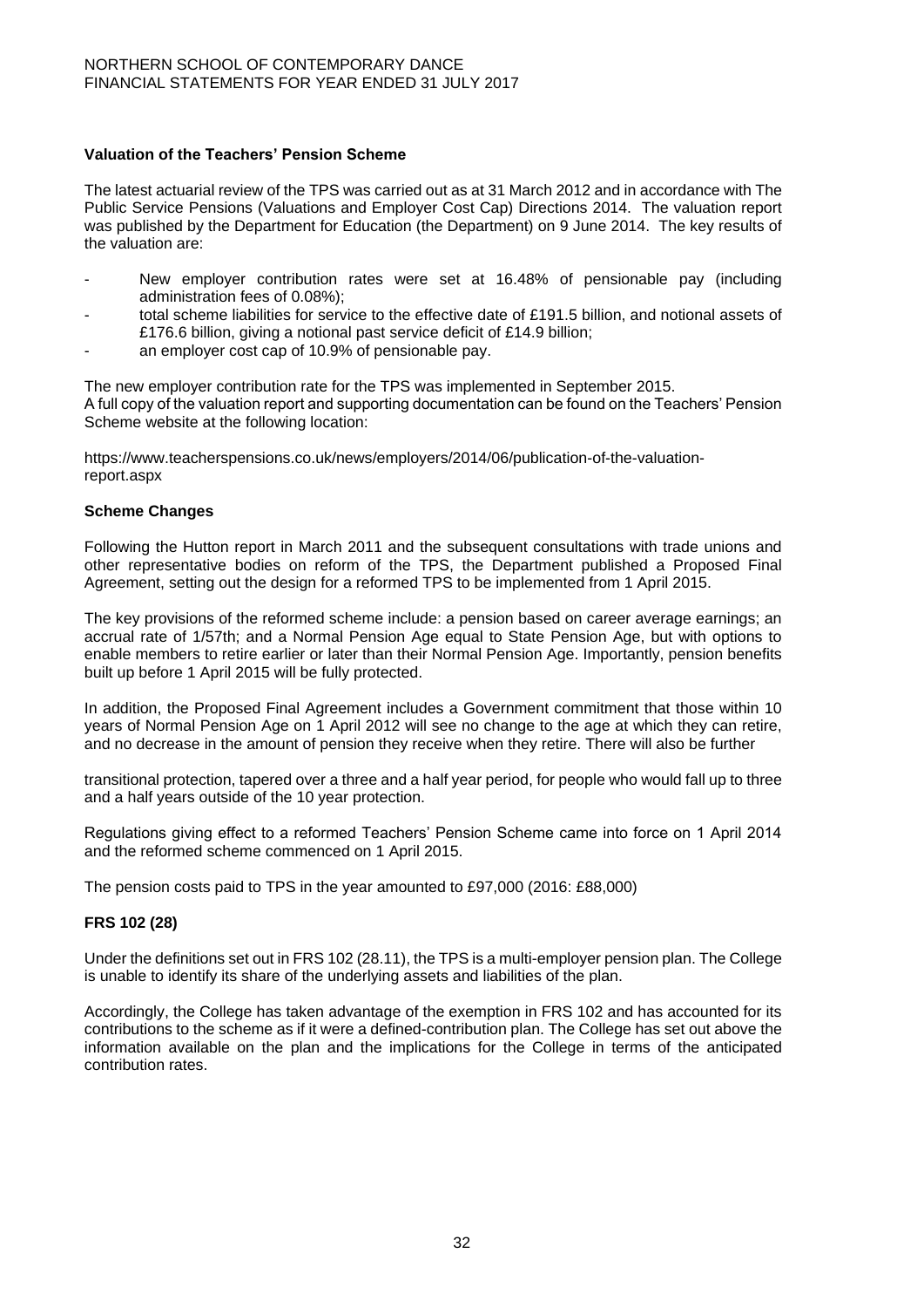**Valuation of the Teachers' Pension Scheme**

The latest actuarial review of the TPS was carried out as at 31 March 2012 and in accordance with The Public Service Pensions (Valuations and Employer Cost Cap) Directions 2014. The valuation report was published by the Department for Education (the Department) on 9 June 2014. The key results of the valuation are:

- New employer contribution rates were set at 16.48% of pensionable pay (including administration fees of 0.08%);
- total scheme liabilities for service to the effective date of £191.5 billion, and notional assets of £176.6 billion, giving a notional past service deficit of £14.9 billion;
- an employer cost cap of 10.9% of pensionable pay.

The new employer contribution rate for the TPS was implemented in September 2015.
A full copy of the valuation report and supporting documentation can be found on the Teachers' Pension Scheme website at the following location:

https://www.teacherspensions.co.uk/news/employers/2014/06/publication-of-the-valuation-report.aspx

**Scheme Changes**

Following the Hutton report in March 2011 and the subsequent consultations with trade unions and other representative bodies on reform of the TPS, the Department published a Proposed Final Agreement, setting out the design for a reformed TPS to be implemented from 1 April 2015.

The key provisions of the reformed scheme include: a pension based on career average earnings; an accrual rate of 1/57th; and a Normal Pension Age equal to State Pension Age, but with options to enable members to retire earlier or later than their Normal Pension Age. Importantly, pension benefits built up before 1 April 2015 will be fully protected.

In addition, the Proposed Final Agreement includes a Government commitment that those within 10 years of Normal Pension Age on 1 April 2012 will see no change to the age at which they can retire, and no decrease in the amount of pension they receive when they retire. There will also be further transitional protection, tapered over a three and a half year period, for people who would fall up to three and a half years outside of the 10 year protection.

Regulations giving effect to a reformed Teachers' Pension Scheme came into force on 1 April 2014 and the reformed scheme commenced on 1 April 2015.

The pension costs paid to TPS in the year amounted to £97,000 (2016: £88,000)

**FRS 102 (28)**

Under the definitions set out in FRS 102 (28.11), the TPS is a multi-employer pension plan. The College is unable to identify its share of the underlying assets and liabilities of the plan.

Accordingly, the College has taken advantage of the exemption in FRS 102 and has accounted for its contributions to the scheme as if it were a defined-contribution plan. The College has set out above the information available on the plan and the implications for the College in terms of the anticipated contribution rates.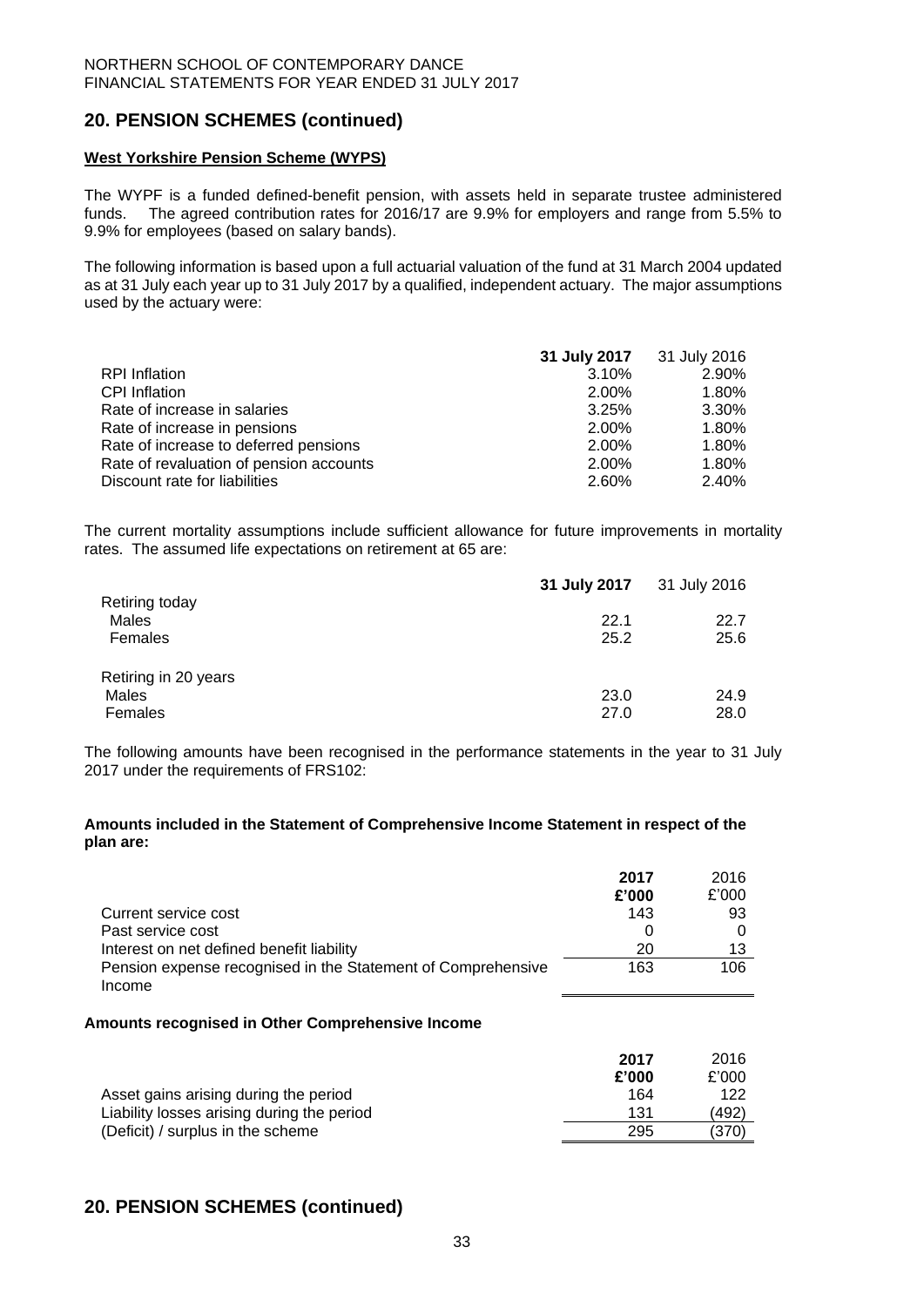## 20. PENSION SCHEMES (continued)

**West Yorkshire Pension Scheme (WYPS)**

The WYPF is a funded defined-benefit pension, with assets held in separate trustee administered funds. The agreed contribution rates for 2016/17 are 9.9% for employers and range from 5.5% to 9.9% for employees (based on salary bands).

The following information is based upon a full actuarial valuation of the fund at 31 March 2004 updated as at 31 July each year up to 31 July 2017 by a qualified, independent actuary. The major assumptions used by the actuary were:

| | **31 July 2017** | 31 July 2016 |
|---|---|---|
| RPI Inflation | 3.10% | 2.90% |
| CPI Inflation | 2.00% | 1.80% |
| Rate of increase in salaries | 3.25% | 3.30% |
| Rate of increase in pensions | 2.00% | 1.80% |
| Rate of increase to deferred pensions | 2.00% | 1.80% |
| Rate of revaluation of pension accounts | 2.00% | 1.80% |
| Discount rate for liabilities | 2.60% | 2.40% |

The current mortality assumptions include sufficient allowance for future improvements in mortality rates. The assumed life expectations on retirement at 65 are:

| | **31 July 2017** | 31 July 2016 |
|---|---|---|
| Retiring today | | |
| Males | 22.1 | 22.7 |
| Females | 25.2 | 25.6 |
| Retiring in 20 years | | |
| Males | 23.0 | 24.9 |
| Females | 27.0 | 28.0 |

The following amounts have been recognised in the performance statements in the year to 31 July 2017 under the requirements of FRS102:

**Amounts included in the Statement of Comprehensive Income Statement in respect of the plan are:**

| | **2017 £'000** | 2016 £'000 |
|---|---|---|
| Current service cost | 143 | 93 |
| Past service cost | 0 | 0 |
| Interest on net defined benefit liability | 20 | 13 |
| Pension expense recognised in the Statement of Comprehensive Income | 163 | 106 |

**Amounts recognised in Other Comprehensive Income**

| | **2017 £'000** | 2016 £'000 |
|---|---|---|
| Asset gains arising during the period | 164 | 122 |
| Liability losses arising during the period | 131 | (492) |
| (Deficit) / surplus in the scheme | 295 | (370) |

## 20. PENSION SCHEMES (continued)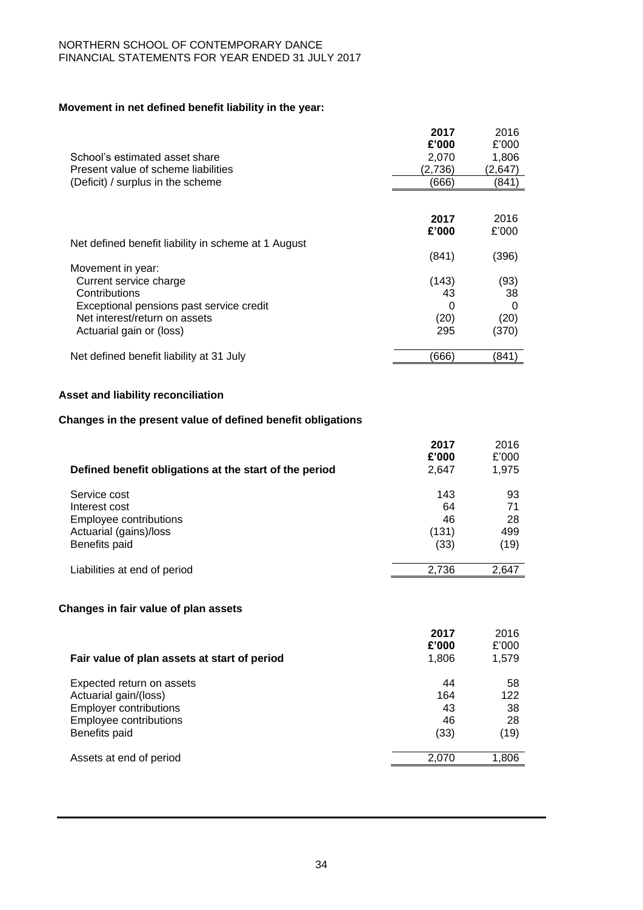**Movement in net defined benefit liability in the year:**

| | 2017 £'000 | 2016 £'000 |
|---|---|---|
| School's estimated asset share | 2,070 | 1,806 |
| Present value of scheme liabilities | (2,736) | (2,647) |
| (Deficit) / surplus in the scheme | (666) | (841) |

| | 2017 £'000 | 2016 £'000 |
|---|---|---|
| Net defined benefit liability in scheme at 1 August | (841) | (396) |
| Movement in year: | | |
| Current service charge | (143) | (93) |
| Contributions | 43 | 38 |
| Exceptional pensions past service credit | 0 | 0 |
| Net interest/return on assets | (20) | (20) |
| Actuarial gain or (loss) | 295 | (370) |
| Net defined benefit liability at 31 July | (666) | (841) |

**Asset and liability reconciliation**

**Changes in the present value of defined benefit obligations**

| | 2017 £'000 | 2016 £'000 |
|---|---|---|
| **Defined benefit obligations at the start of the period** | 2,647 | 1,975 |
| Service cost | 143 | 93 |
| Interest cost | 64 | 71 |
| Employee contributions | 46 | 28 |
| Actuarial (gains)/loss | (131) | 499 |
| Benefits paid | (33) | (19) |
| Liabilities at end of period | 2,736 | 2,647 |

**Changes in fair value of plan assets**

| | 2017 £'000 | 2016 £'000 |
|---|---|---|
| **Fair value of plan assets at start of period** | 1,806 | 1,579 |
| Expected return on assets | 44 | 58 |
| Actuarial gain/(loss) | 164 | 122 |
| Employer contributions | 43 | 38 |
| Employee contributions | 46 | 28 |
| Benefits paid | (33) | (19) |
| Assets at end of period | 2,070 | 1,806 |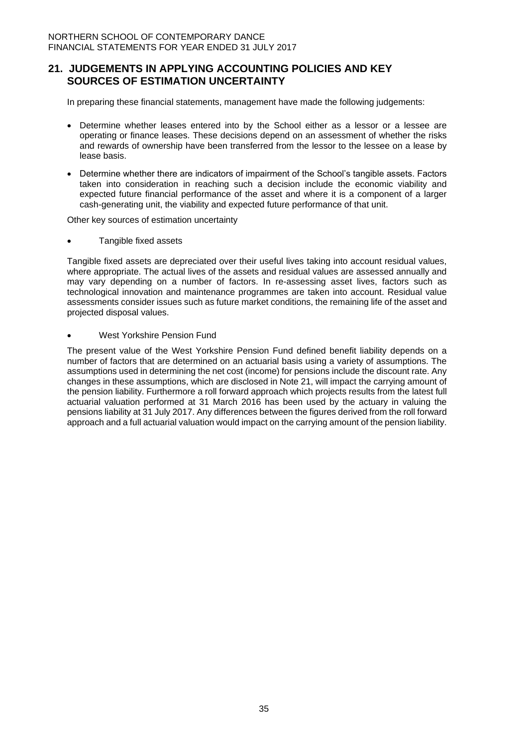## 21. JUDGEMENTS IN APPLYING ACCOUNTING POLICIES AND KEY SOURCES OF ESTIMATION UNCERTAINTY

In preparing these financial statements, management have made the following judgements:

- Determine whether leases entered into by the School either as a lessor or a lessee are operating or finance leases. These decisions depend on an assessment of whether the risks and rewards of ownership have been transferred from the lessor to the lessee on a lease by lease basis.
- Determine whether there are indicators of impairment of the School's tangible assets. Factors taken into consideration in reaching such a decision include the economic viability and expected future financial performance of the asset and where it is a component of a larger cash-generating unit, the viability and expected future performance of that unit.

Other key sources of estimation uncertainty

- Tangible fixed assets

Tangible fixed assets are depreciated over their useful lives taking into account residual values, where appropriate. The actual lives of the assets and residual values are assessed annually and may vary depending on a number of factors. In re-assessing asset lives, factors such as technological innovation and maintenance programmes are taken into account. Residual value assessments consider issues such as future market conditions, the remaining life of the asset and projected disposal values.

- West Yorkshire Pension Fund

The present value of the West Yorkshire Pension Fund defined benefit liability depends on a number of factors that are determined on an actuarial basis using a variety of assumptions. The assumptions used in determining the net cost (income) for pensions include the discount rate. Any changes in these assumptions, which are disclosed in Note 21, will impact the carrying amount of the pension liability. Furthermore a roll forward approach which projects results from the latest full actuarial valuation performed at 31 March 2016 has been used by the actuary in valuing the pensions liability at 31 July 2017. Any differences between the figures derived from the roll forward approach and a full actuarial valuation would impact on the carrying amount of the pension liability.